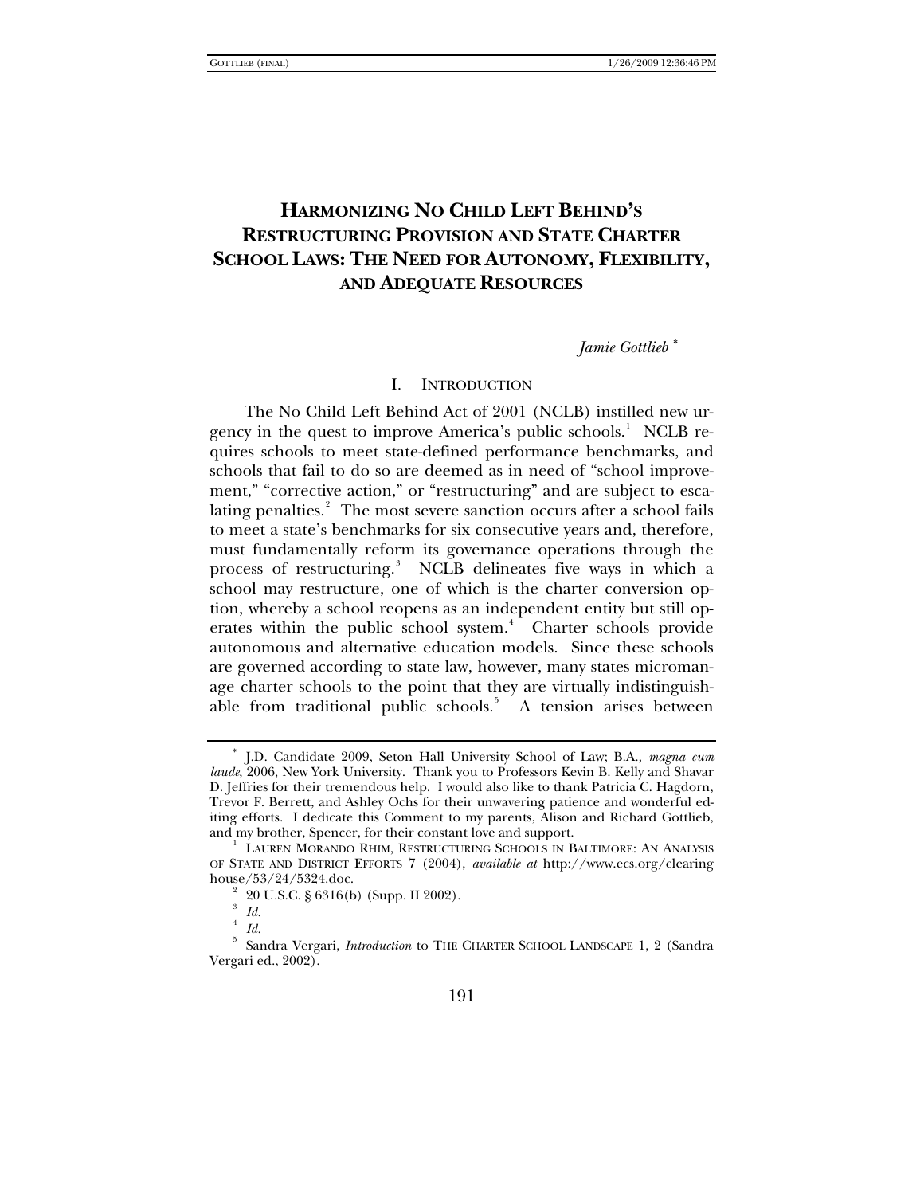# HARMONIZING NO CHILD LEFT BEHIND'S RESTRUCTURING PROVISION AND STATE CHARTER SCHOOL LAWS: THE NEED FOR AUTONOMY, FLEXIBILITY, AND ADEQUATE RESOURCES

*Jamie Gottlieb* *

## I. INTRODUCTION

The No Child Left Behind Act of 2001 (NCLB) instilled new urgency in the quest to improve America's public schools.[1] NCLB requires schools to meet state-defined performance benchmarks, and schools that fail to do so are deemed as in need of "school improvement," "corrective action," or "restructuring" and are subject to escalating penalties.[2] The most severe sanction occurs after a school fails to meet a state's benchmarks for six consecutive years and, therefore, must fundamentally reform its governance operations through the process of restructuring.[3] NCLB delineates five ways in which a school may restructure, one of which is the charter conversion option, whereby a school reopens as an independent entity but still operates within the public school system.[4] Charter schools provide autonomous and alternative education models. Since these schools are governed according to state law, however, many states micromanage charter schools to the point that they are virtually indistinguishable from traditional public schools.[5] A tension arises between

---

\* J.D. Candidate 2009, Seton Hall University School of Law; B.A., *magna cum laude*, 2006, New York University. Thank you to Professors Kevin B. Kelly and Shavar D. Jeffries for their tremendous help. I would also like to thank Patricia C. Hagdorn, Trevor F. Berrett, and Ashley Ochs for their unwavering patience and wonderful editing efforts. I dedicate this Comment to my parents, Alison and Richard Gottlieb, and my brother, Spencer, for their constant love and support.

[1] LAUREN MORANDO RHIM, RESTRUCTURING SCHOOLS IN BALTIMORE: AN ANALYSIS OF STATE AND DISTRICT EFFORTS 7 (2004), *available at* http://www.ecs.org/clearinghouse/53/24/5324.doc.

[2] 20 U.S.C. § 6316(b) (Supp. II 2002).

[3] *Id.*

[4] *Id.*

[5] Sandra Vergari, *Introduction* to THE CHARTER SCHOOL LANDSCAPE 1, 2 (Sandra Vergari ed., 2002).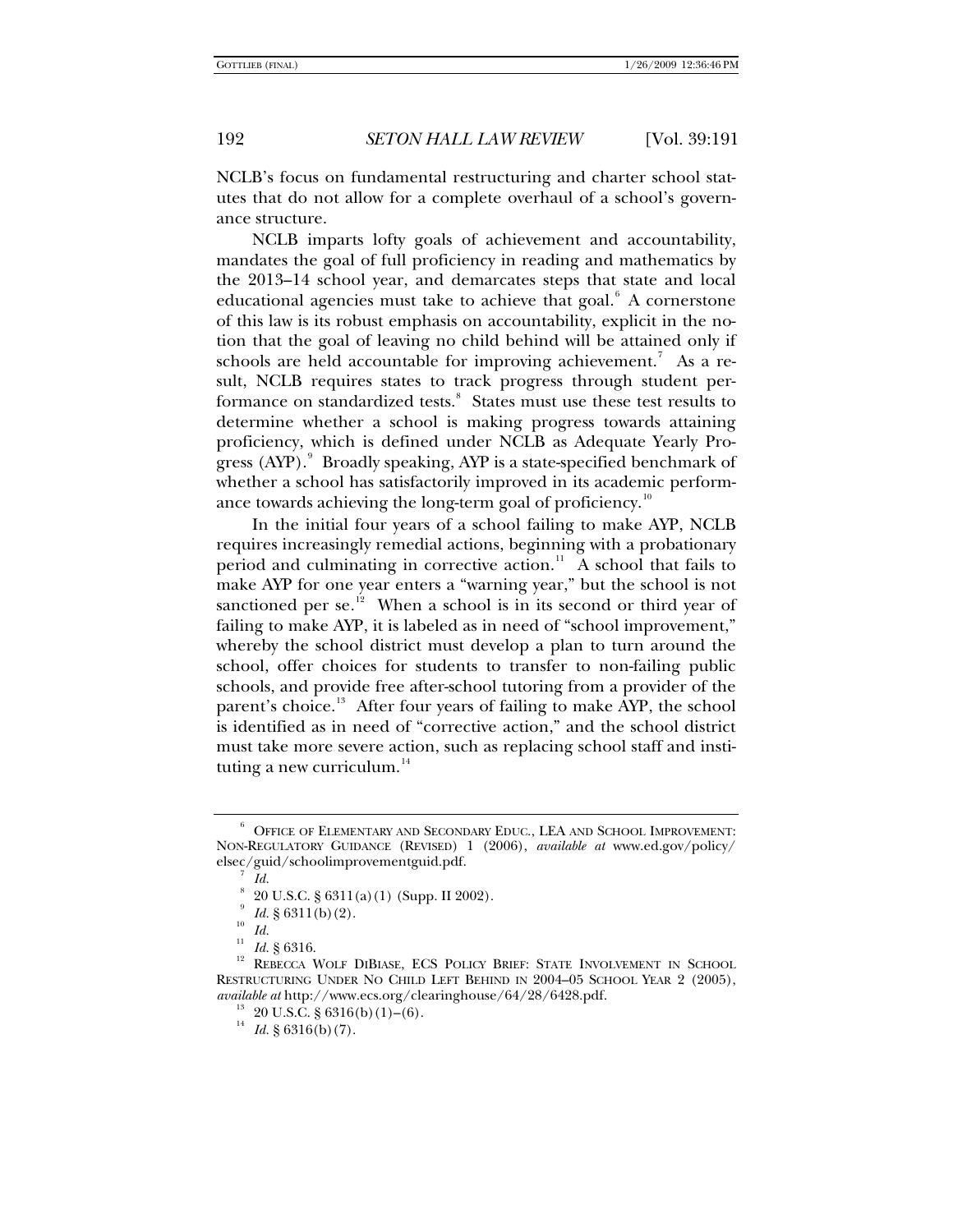NCLB's focus on fundamental restructuring and charter school statutes that do not allow for a complete overhaul of a school's governance structure.

NCLB imparts lofty goals of achievement and accountability, mandates the goal of full proficiency in reading and mathematics by the 2013–14 school year, and demarcates steps that state and local educational agencies must take to achieve that goal.[6] A cornerstone of this law is its robust emphasis on accountability, explicit in the notion that the goal of leaving no child behind will be attained only if schools are held accountable for improving achievement.[7] As a result, NCLB requires states to track progress through student performance on standardized tests.[8] States must use these test results to determine whether a school is making progress towards attaining proficiency, which is defined under NCLB as Adequate Yearly Progress (AYP).[9] Broadly speaking, AYP is a state-specified benchmark of whether a school has satisfactorily improved in its academic performance towards achieving the long-term goal of proficiency.[10]

In the initial four years of a school failing to make AYP, NCLB requires increasingly remedial actions, beginning with a probationary period and culminating in corrective action.[11] A school that fails to make AYP for one year enters a "warning year," but the school is not sanctioned per se.[12] When a school is in its second or third year of failing to make AYP, it is labeled as in need of "school improvement," whereby the school district must develop a plan to turn around the school, offer choices for students to transfer to non-failing public schools, and provide free after-school tutoring from a provider of the parent's choice.[13] After four years of failing to make AYP, the school is identified as in need of "corrective action," and the school district must take more severe action, such as replacing school staff and instituting a new curriculum.[14]

---

[6] OFFICE OF ELEMENTARY AND SECONDARY EDUC., LEA AND SCHOOL IMPROVEMENT: NON-REGULATORY GUIDANCE (REVISED) 1 (2006), *available at* www.ed.gov/policy/elsec/guid/schoolimprovementguid.pdf.

[7] *Id.*

[8] 20 U.S.C. § 6311(a)(1) (Supp. II 2002).

[9] *Id.* § 6311(b)(2).

[10] *Id.*

[11] *Id.* § 6316.

[12] REBECCA WOLF DIBIASE, ECS POLICY BRIEF: STATE INVOLVEMENT IN SCHOOL RESTRUCTURING UNDER NO CHILD LEFT BEHIND IN 2004–05 SCHOOL YEAR 2 (2005), *available at* http://www.ecs.org/clearinghouse/64/28/6428.pdf.

[13] 20 U.S.C. § 6316(b)(1)–(6).

[14] *Id.* § 6316(b)(7).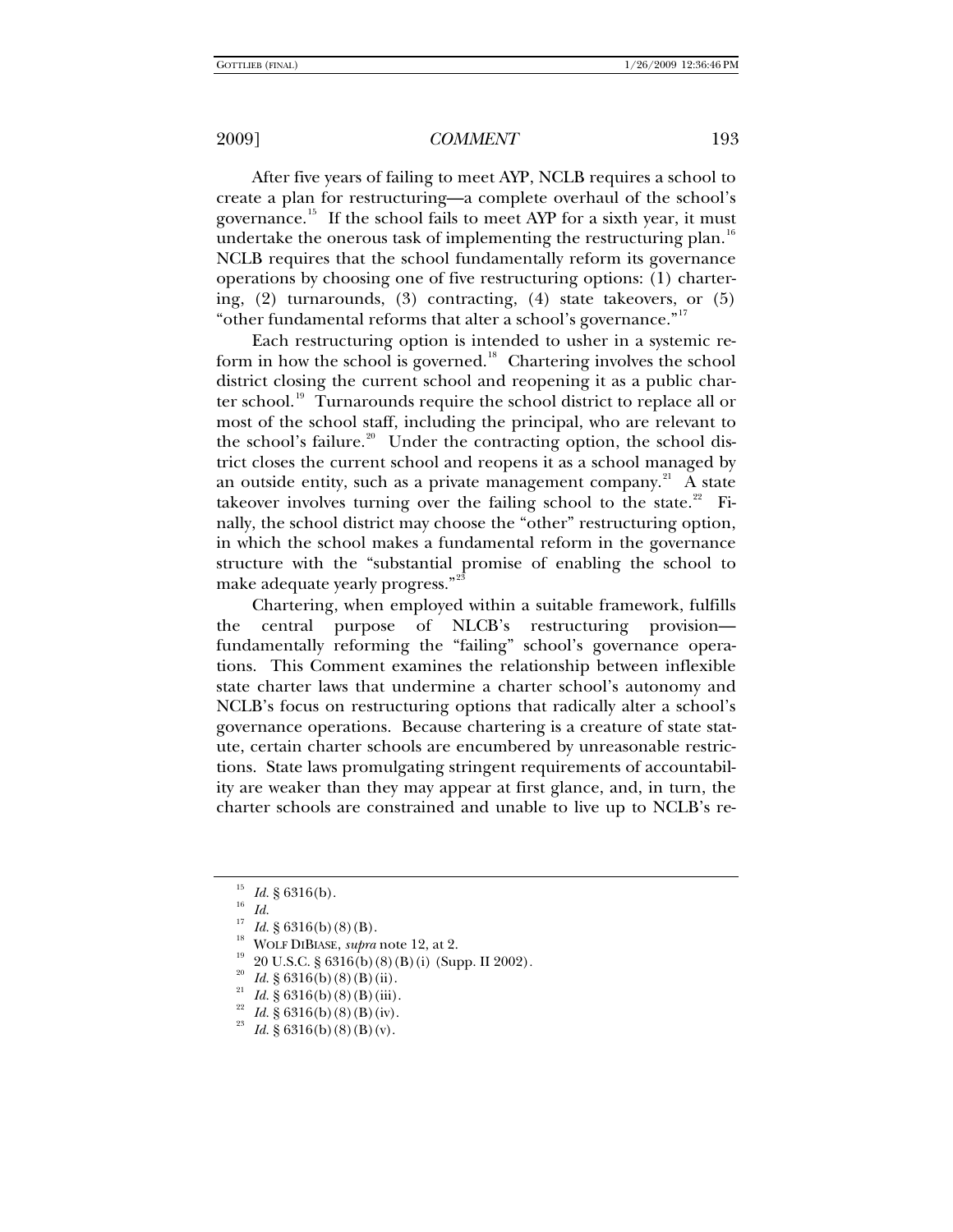After five years of failing to meet AYP, NCLB requires a school to create a plan for restructuring—a complete overhaul of the school's governance.[15] If the school fails to meet AYP for a sixth year, it must undertake the onerous task of implementing the restructuring plan.[16] NCLB requires that the school fundamentally reform its governance operations by choosing one of five restructuring options: (1) chartering, (2) turnarounds, (3) contracting, (4) state takeovers, or (5) "other fundamental reforms that alter a school's governance."[17]

Each restructuring option is intended to usher in a systemic reform in how the school is governed.[18] Chartering involves the school district closing the current school and reopening it as a public charter school.[19] Turnarounds require the school district to replace all or most of the school staff, including the principal, who are relevant to the school's failure.[20] Under the contracting option, the school district closes the current school and reopens it as a school managed by an outside entity, such as a private management company.[21] A state takeover involves turning over the failing school to the state.[22] Finally, the school district may choose the "other" restructuring option, in which the school makes a fundamental reform in the governance structure with the "substantial promise of enabling the school to make adequate yearly progress."[23]

Chartering, when employed within a suitable framework, fulfills the central purpose of NLCB's restructuring provision—fundamentally reforming the "failing" school's governance operations. This Comment examines the relationship between inflexible state charter laws that undermine a charter school's autonomy and NCLB's focus on restructuring options that radically alter a school's governance operations. Because chartering is a creature of state statute, certain charter schools are encumbered by unreasonable restrictions. State laws promulgating stringent requirements of accountability are weaker than they may appear at first glance, and, in turn, the charter schools are constrained and unable to live up to NCLB's re-

---

[15] *Id.* § 6316(b).

[16] *Id.*

[17] *Id.* § 6316(b)(8)(B).

[18] WOLF DIBIASE, *supra* note 12, at 2.

[19] 20 U.S.C. § 6316(b)(8)(B)(i) (Supp. II 2002).

[20] *Id.* § 6316(b)(8)(B)(ii).

[21] *Id.* § 6316(b)(8)(B)(iii).

[22] *Id.* § 6316(b)(8)(B)(iv).

[23] *Id.* § 6316(b)(8)(B)(v).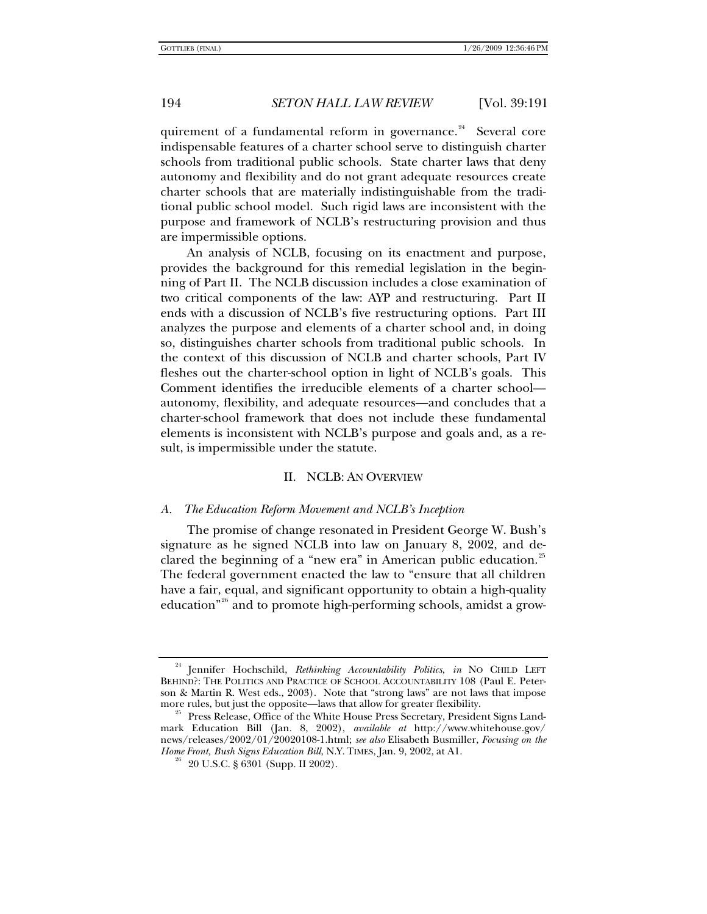quirement of a fundamental reform in governance.[24] Several core indispensable features of a charter school serve to distinguish charter schools from traditional public schools. State charter laws that deny autonomy and flexibility and do not grant adequate resources create charter schools that are materially indistinguishable from the traditional public school model. Such rigid laws are inconsistent with the purpose and framework of NCLB's restructuring provision and thus are impermissible options.

An analysis of NCLB, focusing on its enactment and purpose, provides the background for this remedial legislation in the beginning of Part II. The NCLB discussion includes a close examination of two critical components of the law: AYP and restructuring. Part II ends with a discussion of NCLB's five restructuring options. Part III analyzes the purpose and elements of a charter school and, in doing so, distinguishes charter schools from traditional public schools. In the context of this discussion of NCLB and charter schools, Part IV fleshes out the charter-school option in light of NCLB's goals. This Comment identifies the irreducible elements of a charter school—autonomy, flexibility, and adequate resources—and concludes that a charter-school framework that does not include these fundamental elements is inconsistent with NCLB's purpose and goals and, as a result, is impermissible under the statute.

## II. NCLB: AN OVERVIEW

### *A. The Education Reform Movement and NCLB's Inception*

The promise of change resonated in President George W. Bush's signature as he signed NCLB into law on January 8, 2002, and declared the beginning of a "new era" in American public education.[25] The federal government enacted the law to "ensure that all children have a fair, equal, and significant opportunity to obtain a high-quality education"[26] and to promote high-performing schools, amidst a grow-

---

[24] Jennifer Hochschild, *Rethinking Accountability Politics*, *in* NO CHILD LEFT BEHIND?: THE POLITICS AND PRACTICE OF SCHOOL ACCOUNTABILITY 108 (Paul E. Peterson & Martin R. West eds., 2003). Note that "strong laws" are not laws that impose more rules, but just the opposite—laws that allow for greater flexibility.

[25] Press Release, Office of the White House Press Secretary, President Signs Landmark Education Bill (Jan. 8, 2002), *available at* http://www.whitehouse.gov/news/releases/2002/01/20020108-1.html; *see also* Elisabeth Busmiller, *Focusing on the Home Front, Bush Signs Education Bill*, N.Y. TIMES, Jan. 9, 2002, at A1.

[26] 20 U.S.C. § 6301 (Supp. II 2002).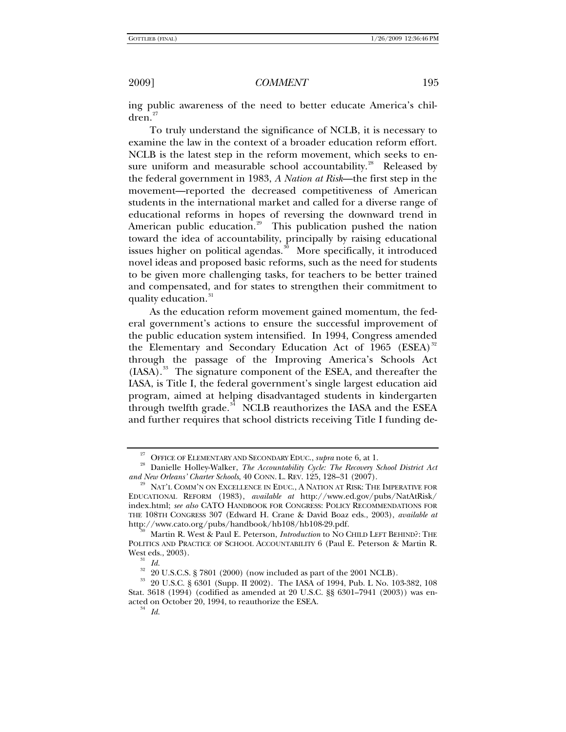ing public awareness of the need to better educate America's children.[27]

To truly understand the significance of NCLB, it is necessary to examine the law in the context of a broader education reform effort. NCLB is the latest step in the reform movement, which seeks to ensure uniform and measurable school accountability.[28] Released by the federal government in 1983, *A Nation at Risk*—the first step in the movement—reported the decreased competitiveness of American students in the international market and called for a diverse range of educational reforms in hopes of reversing the downward trend in American public education.[29] This publication pushed the nation toward the idea of accountability, principally by raising educational issues higher on political agendas.[30] More specifically, it introduced novel ideas and proposed basic reforms, such as the need for students to be given more challenging tasks, for teachers to be better trained and compensated, and for states to strengthen their commitment to quality education.[31]

As the education reform movement gained momentum, the federal government's actions to ensure the successful improvement of the public education system intensified. In 1994, Congress amended the Elementary and Secondary Education Act of 1965 (ESEA)[32] through the passage of the Improving America's Schools Act (IASA).[33] The signature component of the ESEA, and thereafter the IASA, is Title I, the federal government's single largest education aid program, aimed at helping disadvantaged students in kindergarten through twelfth grade.[34] NCLB reauthorizes the IASA and the ESEA and further requires that school districts receiving Title I funding de-

---

[27] OFFICE OF ELEMENTARY AND SECONDARY EDUC., *supra* note 6, at 1.

[28] Danielle Holley-Walker, *The Accountability Cycle: The Recovery School District Act and New Orleans' Charter Schools*, 40 CONN. L. REV. 125, 128–31 (2007).

[29] NAT'L COMM'N ON EXCELLENCE IN EDUC., A NATION AT RISK: THE IMPERATIVE FOR EDUCATIONAL REFORM (1983), *available at* http://www.ed.gov/pubs/NatAtRisk/index.html; *see also* CATO HANDBOOK FOR CONGRESS: POLICY RECOMMENDATIONS FOR THE 108TH CONGRESS 307 (Edward H. Crane & David Boaz eds., 2003), *available at* http://www.cato.org/pubs/handbook/hb108/hb108-29.pdf.

[30] Martin R. West & Paul E. Peterson, *Introduction* to NO CHILD LEFT BEHIND?: THE POLITICS AND PRACTICE OF SCHOOL ACCOUNTABILITY 6 (Paul E. Peterson & Martin R. West eds., 2003).

[31] *Id.*

[32] 20 U.S.C.S. § 7801 (2000) (now included as part of the 2001 NCLB).

[33] 20 U.S.C. § 6301 (Supp. II 2002). The IASA of 1994, Pub. L No. 103-382, 108 Stat. 3618 (1994) (codified as amended at 20 U.S.C. §§ 6301–7941 (2003)) was enacted on October 20, 1994, to reauthorize the ESEA.

[34] *Id.*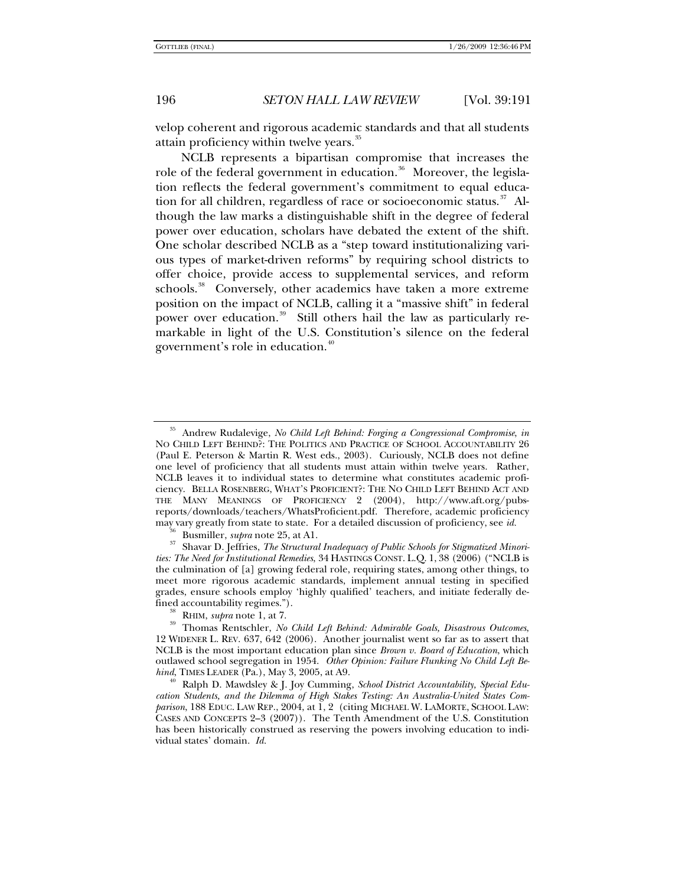velop coherent and rigorous academic standards and that all students attain proficiency within twelve years.[35]

NCLB represents a bipartisan compromise that increases the role of the federal government in education.[36] Moreover, the legislation reflects the federal government's commitment to equal education for all children, regardless of race or socioeconomic status.[37] Although the law marks a distinguishable shift in the degree of federal power over education, scholars have debated the extent of the shift. One scholar described NCLB as a "step toward institutionalizing various types of market-driven reforms" by requiring school districts to offer choice, provide access to supplemental services, and reform schools.[38] Conversely, other academics have taken a more extreme position on the impact of NCLB, calling it a "massive shift" in federal power over education.[39] Still others hail the law as particularly remarkable in light of the U.S. Constitution's silence on the federal government's role in education.[40]

---

[35] Andrew Rudalevige, *No Child Left Behind: Forging a Congressional Compromise*, *in* NO CHILD LEFT BEHIND?: THE POLITICS AND PRACTICE OF SCHOOL ACCOUNTABILITY 26 (Paul E. Peterson & Martin R. West eds., 2003). Curiously, NCLB does not define one level of proficiency that all students must attain within twelve years. Rather, NCLB leaves it to individual states to determine what constitutes academic proficiency. BELLA ROSENBERG, WHAT'S PROFICIENT?: THE NO CHILD LEFT BEHIND ACT AND THE MANY MEANINGS OF PROFICIENCY 2 (2004), http://www.aft.org/pubs-reports/downloads/teachers/WhatsProficient.pdf. Therefore, academic proficiency may vary greatly from state to state. For a detailed discussion of proficiency, see *id.*

[36] Busmiller, *supra* note 25, at A1.

[37] Shavar D. Jeffries, *The Structural Inadequacy of Public Schools for Stigmatized Minorities: The Need for Institutional Remedies*, 34 HASTINGS CONST. L.Q. 1, 38 (2006) ("NCLB is the culmination of [a] growing federal role, requiring states, among other things, to meet more rigorous academic standards, implement annual testing in specified grades, ensure schools employ 'highly qualified' teachers, and initiate federally defined accountability regimes.").

[38] RHIM, *supra* note 1, at 7.

[39] Thomas Rentschler, *No Child Left Behind: Admirable Goals, Disastrous Outcomes*, 12 WIDENER L. REV. 637, 642 (2006). Another journalist went so far as to assert that NCLB is the most important education plan since *Brown v. Board of Education*, which outlawed school segregation in 1954. *Other Opinion: Failure Flunking No Child Left Behind*, TIMES LEADER (Pa.), May 3, 2005, at A9.

[40] Ralph D. Mawdsley & J. Joy Cumming, *School District Accountability, Special Education Students, and the Dilemma of High Stakes Testing: An Australia-United States Comparison*, 188 EDUC. LAW REP., 2004, at 1, 2 (citing MICHAEL W. LAMORTE, SCHOOL LAW: CASES AND CONCEPTS 2–3 (2007)). The Tenth Amendment of the U.S. Constitution has been historically construed as reserving the powers involving education to individual states' domain. *Id.*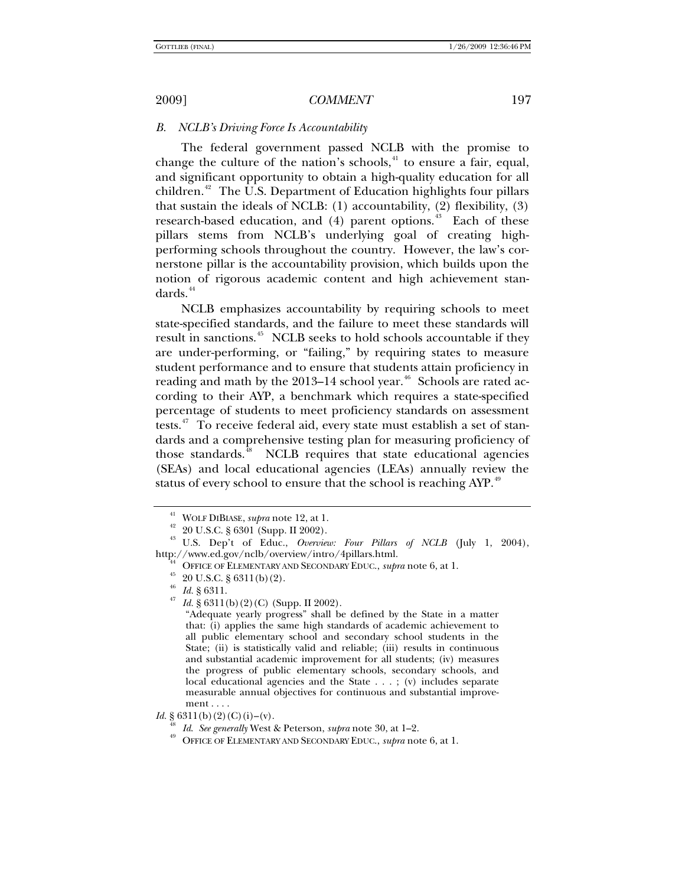### *B. NCLB's Driving Force Is Accountability*

The federal government passed NCLB with the promise to change the culture of the nation's schools,[41] to ensure a fair, equal, and significant opportunity to obtain a high-quality education for all children.[42] The U.S. Department of Education highlights four pillars that sustain the ideals of NCLB: (1) accountability, (2) flexibility, (3) research-based education, and (4) parent options.[43] Each of these pillars stems from NCLB's underlying goal of creating high-performing schools throughout the country. However, the law's cornerstone pillar is the accountability provision, which builds upon the notion of rigorous academic content and high achievement standards.[44]

NCLB emphasizes accountability by requiring schools to meet state-specified standards, and the failure to meet these standards will result in sanctions.[45] NCLB seeks to hold schools accountable if they are under-performing, or "failing," by requiring states to measure student performance and to ensure that students attain proficiency in reading and math by the 2013–14 school year.[46] Schools are rated according to their AYP, a benchmark which requires a state-specified percentage of students to meet proficiency standards on assessment tests.[47] To receive federal aid, every state must establish a set of standards and a comprehensive testing plan for measuring proficiency of those standards.[48] NCLB requires that state educational agencies (SEAs) and local educational agencies (LEAs) annually review the status of every school to ensure that the school is reaching AYP.[49]

---

[41] WOLF DIBIASE, *supra* note 12, at 1.

[42] 20 U.S.C. § 6301 (Supp. II 2002).

[43] U.S. Dep't of Educ., *Overview: Four Pillars of NCLB* (July 1, 2004), http://www.ed.gov/nclb/overview/intro/4pillars.html.

[44] OFFICE OF ELEMENTARY AND SECONDARY EDUC., *supra* note 6, at 1.

[45] 20 U.S.C. § 6311(b)(2).

[46] *Id.* § 6311.

[47] *Id.* § 6311(b)(2)(C) (Supp. II 2002).

> "Adequate yearly progress" shall be defined by the State in a matter that: (i) applies the same high standards of academic achievement to all public elementary school and secondary school students in the State; (ii) is statistically valid and reliable; (iii) results in continuous and substantial academic improvement for all students; (iv) measures the progress of public elementary schools, secondary schools, and local educational agencies and the State . . . ; (v) includes separate measurable annual objectives for continuous and substantial improvement . . . .

*Id.* § 6311(b)(2)(C)(i)–(v).

[48] *Id. See generally* West & Peterson, *supra* note 30, at 1–2.

[49] OFFICE OF ELEMENTARY AND SECONDARY EDUC., *supra* note 6, at 1.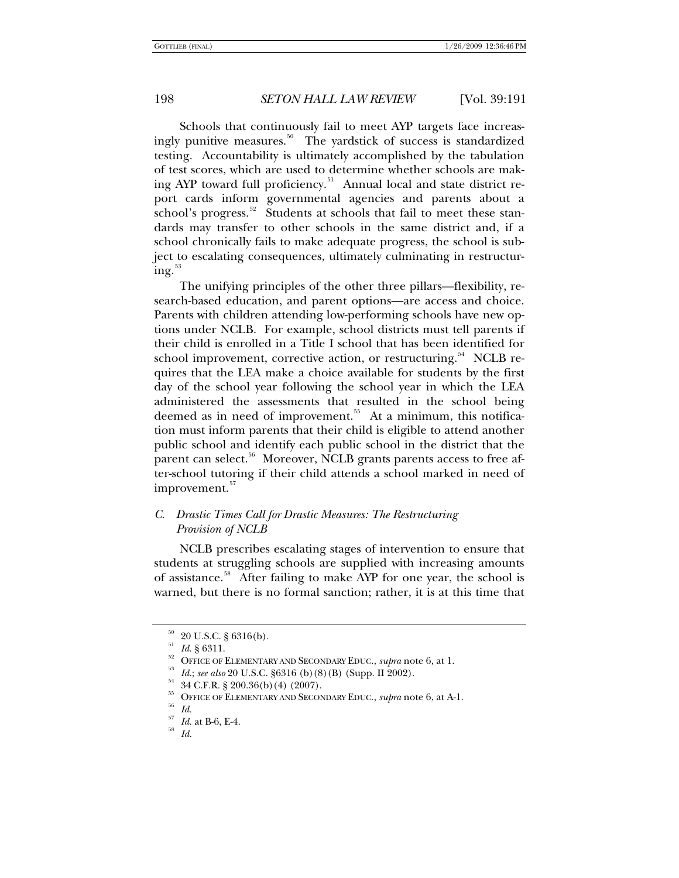Schools that continuously fail to meet AYP targets face increasingly punitive measures.[50] The yardstick of success is standardized testing. Accountability is ultimately accomplished by the tabulation of test scores, which are used to determine whether schools are making AYP toward full proficiency.[51] Annual local and state district report cards inform governmental agencies and parents about a school's progress.[52] Students at schools that fail to meet these standards may transfer to other schools in the same district and, if a school chronically fails to make adequate progress, the school is subject to escalating consequences, ultimately culminating in restructuring.[53]

The unifying principles of the other three pillars—flexibility, research-based education, and parent options—are access and choice. Parents with children attending low-performing schools have new options under NCLB. For example, school districts must tell parents if their child is enrolled in a Title I school that has been identified for school improvement, corrective action, or restructuring.[54] NCLB requires that the LEA make a choice available for students by the first day of the school year following the school year in which the LEA administered the assessments that resulted in the school being deemed as in need of improvement.[55] At a minimum, this notification must inform parents that their child is eligible to attend another public school and identify each public school in the district that the parent can select.[56] Moreover, NCLB grants parents access to free after-school tutoring if their child attends a school marked in need of improvement.[57]

### *C. Drastic Times Call for Drastic Measures: The Restructuring Provision of NCLB*

NCLB prescribes escalating stages of intervention to ensure that students at struggling schools are supplied with increasing amounts of assistance.[58] After failing to make AYP for one year, the school is warned, but there is no formal sanction; rather, it is at this time that

---

[50] 20 U.S.C. § 6316(b).

[51] *Id.* § 6311.

[52] OFFICE OF ELEMENTARY AND SECONDARY EDUC., *supra* note 6, at 1.

[53] *Id.*; *see also* 20 U.S.C. §6316 (b)(8)(B) (Supp. II 2002).

[54] 34 C.F.R. § 200.36(b)(4) (2007).

[55] OFFICE OF ELEMENTARY AND SECONDARY EDUC., *supra* note 6, at A-1.

[56] *Id.*

[57] *Id.* at B-6, E-4.

[58] *Id.*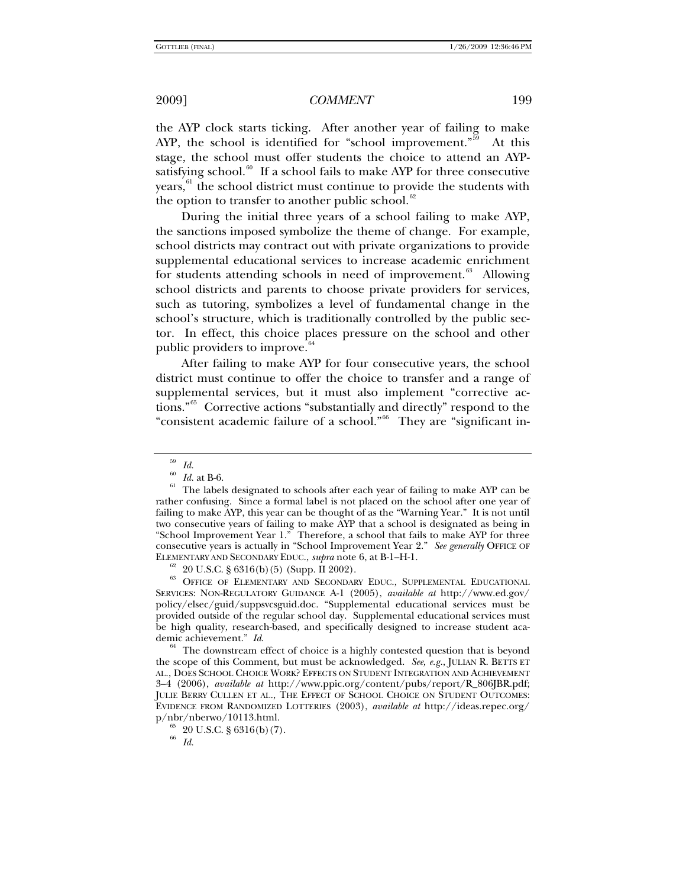the AYP clock starts ticking. After another year of failing to make AYP, the school is identified for "school improvement."[59] At this stage, the school must offer students the choice to attend an AYP-satisfying school.[60] If a school fails to make AYP for three consecutive years,[61] the school district must continue to provide the students with the option to transfer to another public school.[62]

During the initial three years of a school failing to make AYP, the sanctions imposed symbolize the theme of change. For example, school districts may contract out with private organizations to provide supplemental educational services to increase academic enrichment for students attending schools in need of improvement.[63] Allowing school districts and parents to choose private providers for services, such as tutoring, symbolizes a level of fundamental change in the school's structure, which is traditionally controlled by the public sector. In effect, this choice places pressure on the school and other public providers to improve.[64]

After failing to make AYP for four consecutive years, the school district must continue to offer the choice to transfer and a range of supplemental services, but it must also implement "corrective actions."[65] Corrective actions "substantially and directly" respond to the "consistent academic failure of a school."[66] They are "significant in-

---

[59] *Id.*

[60] *Id.* at B-6.

[61] The labels designated to schools after each year of failing to make AYP can be rather confusing. Since a formal label is not placed on the school after one year of failing to make AYP, this year can be thought of as the "Warning Year." It is not until two consecutive years of failing to make AYP that a school is designated as being in "School Improvement Year 1." Therefore, a school that fails to make AYP for three consecutive years is actually in "School Improvement Year 2." *See generally* OFFICE OF ELEMENTARY AND SECONDARY EDUC., *supra* note 6, at B-1–H-1.

[62] 20 U.S.C. § 6316(b)(5) (Supp. II 2002).

[63] OFFICE OF ELEMENTARY AND SECONDARY EDUC., SUPPLEMENTAL EDUCATIONAL SERVICES: NON-REGULATORY GUIDANCE A-1 (2005), *available at* http://www.ed.gov/policy/elsec/guid/suppsvcsguid.doc. "Supplemental educational services must be provided outside of the regular school day. Supplemental educational services must be high quality, research-based, and specifically designed to increase student academic achievement." *Id.*

[64] The downstream effect of choice is a highly contested question that is beyond the scope of this Comment, but must be acknowledged. *See, e.g.*, JULIAN R. BETTS ET AL., DOES SCHOOL CHOICE WORK? EFFECTS ON STUDENT INTEGRATION AND ACHIEVEMENT 3–4 (2006), *available at* http://www.ppic.org/content/pubs/report/R_806JBR.pdf; JULIE BERRY CULLEN ET AL., THE EFFECT OF SCHOOL CHOICE ON STUDENT OUTCOMES: EVIDENCE FROM RANDOMIZED LOTTERIES (2003), *available at* http://ideas.repec.org/p/nbr/nberwo/10113.html.

[65] 20 U.S.C. § 6316(b)(7).

[66] *Id.*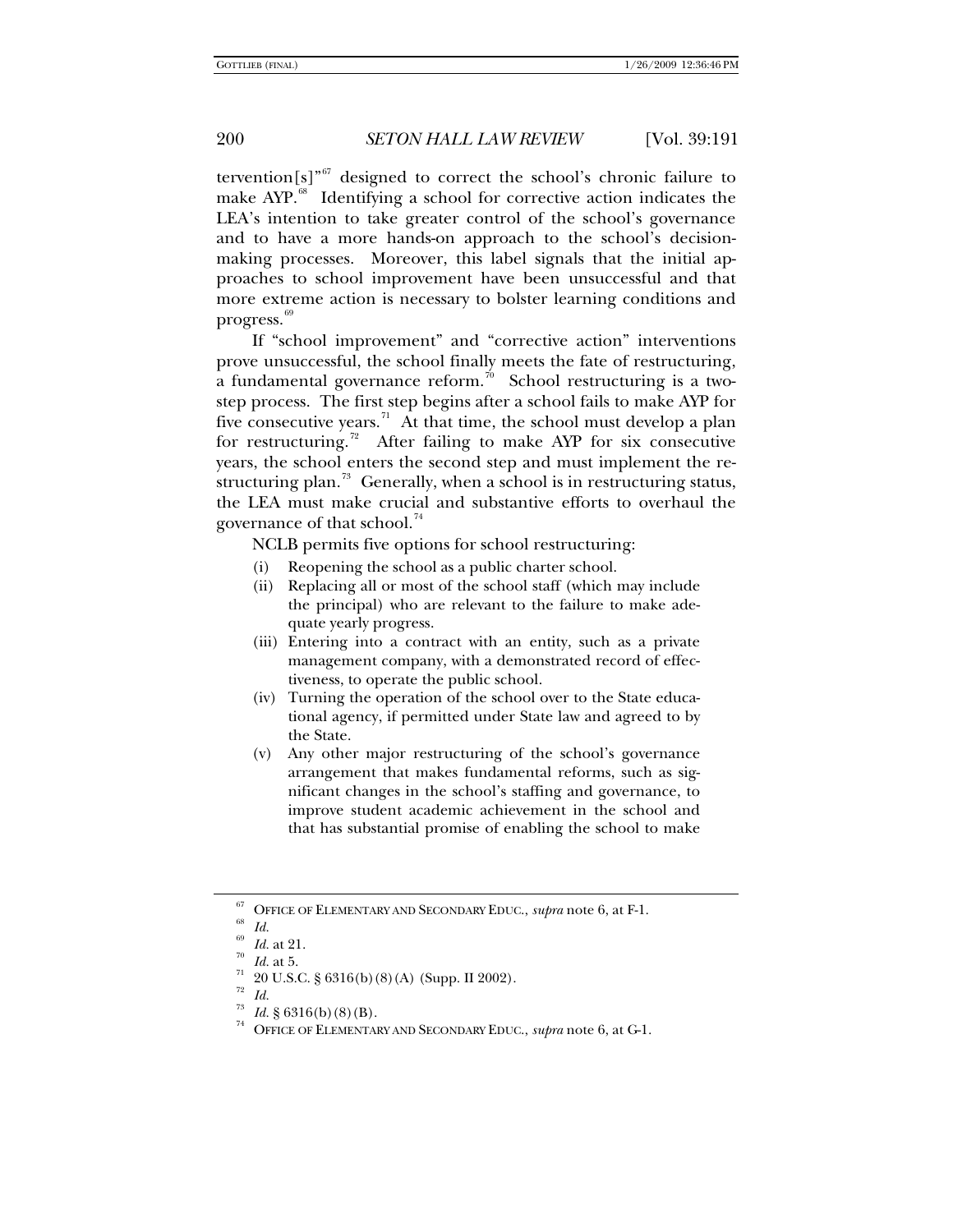tervention[s]"[67] designed to correct the school's chronic failure to make AYP.[68] Identifying a school for corrective action indicates the LEA's intention to take greater control of the school's governance and to have a more hands-on approach to the school's decision-making processes. Moreover, this label signals that the initial approaches to school improvement have been unsuccessful and that more extreme action is necessary to bolster learning conditions and progress.[69]

If "school improvement" and "corrective action" interventions prove unsuccessful, the school finally meets the fate of restructuring, a fundamental governance reform.[70] School restructuring is a two-step process. The first step begins after a school fails to make AYP for five consecutive years.[71] At that time, the school must develop a plan for restructuring.[72] After failing to make AYP for six consecutive years, the school enters the second step and must implement the restructuring plan.[73] Generally, when a school is in restructuring status, the LEA must make crucial and substantive efforts to overhaul the governance of that school.[74]

NCLB permits five options for school restructuring:

(i) Reopening the school as a public charter school.

(ii) Replacing all or most of the school staff (which may include the principal) who are relevant to the failure to make adequate yearly progress.

(iii) Entering into a contract with an entity, such as a private management company, with a demonstrated record of effectiveness, to operate the public school.

(iv) Turning the operation of the school over to the State educational agency, if permitted under State law and agreed to by the State.

(v) Any other major restructuring of the school's governance arrangement that makes fundamental reforms, such as significant changes in the school's staffing and governance, to improve student academic achievement in the school and that has substantial promise of enabling the school to make

---

[67] OFFICE OF ELEMENTARY AND SECONDARY EDUC., *supra* note 6, at F-1.

[68] *Id.*

[69] *Id.* at 21.

[70] *Id.* at 5.

[71] 20 U.S.C. § 6316(b)(8)(A) (Supp. II 2002).

[72] *Id.*

[73] *Id.* § 6316(b)(8)(B).

[74] OFFICE OF ELEMENTARY AND SECONDARY EDUC., *supra* note 6, at G-1.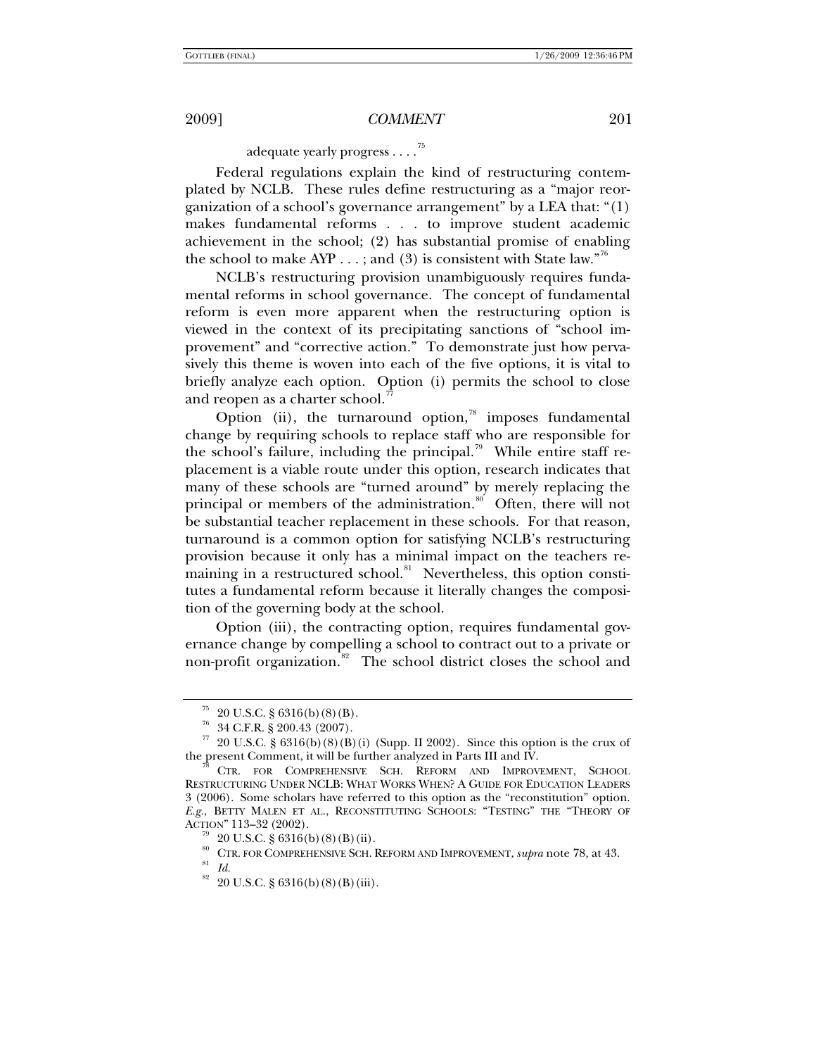adequate yearly progress . . . .[75]

Federal regulations explain the kind of restructuring contemplated by NCLB. These rules define restructuring as a "major reorganization of a school's governance arrangement" by a LEA that: "(1) makes fundamental reforms . . . to improve student academic achievement in the school; (2) has substantial promise of enabling the school to make AYP . . . ; and (3) is consistent with State law."[76]

NCLB's restructuring provision unambiguously requires fundamental reforms in school governance. The concept of fundamental reform is even more apparent when the restructuring option is viewed in the context of its precipitating sanctions of "school improvement" and "corrective action." To demonstrate just how pervasively this theme is woven into each of the five options, it is vital to briefly analyze each option. Option (i) permits the school to close and reopen as a charter school.[77]

Option (ii), the turnaround option,[78] imposes fundamental change by requiring schools to replace staff who are responsible for the school's failure, including the principal.[79] While entire staff replacement is a viable route under this option, research indicates that many of these schools are "turned around" by merely replacing the principal or members of the administration.[80] Often, there will not be substantial teacher replacement in these schools. For that reason, turnaround is a common option for satisfying NCLB's restructuring provision because it only has a minimal impact on the teachers remaining in a restructured school.[81] Nevertheless, this option constitutes a fundamental reform because it literally changes the composition of the governing body at the school.

Option (iii), the contracting option, requires fundamental governance change by compelling a school to contract out to a private or non-profit organization.[82] The school district closes the school and

---

[75] 20 U.S.C. § 6316(b)(8)(B).

[76] 34 C.F.R. § 200.43 (2007).

[77] 20 U.S.C. § 6316(b)(8)(B)(i) (Supp. II 2002). Since this option is the crux of the present Comment, it will be further analyzed in Parts III and IV.

[78] CTR. FOR COMPREHENSIVE SCH. REFORM AND IMPROVEMENT, SCHOOL RESTRUCTURING UNDER NCLB: WHAT WORKS WHEN? A GUIDE FOR EDUCATION LEADERS 3 (2006). Some scholars have referred to this option as the "reconstitution" option. *E.g.*, BETTY MALEN ET AL., RECONSTITUTING SCHOOLS: "TESTING" THE "THEORY OF ACTION" 113–32 (2002).

[79] 20 U.S.C. § 6316(b)(8)(B)(ii).

[80] CTR. FOR COMPREHENSIVE SCH. REFORM AND IMPROVEMENT, *supra* note 78, at 43.

[81] *Id.*

[82] 20 U.S.C. § 6316(b)(8)(B)(iii).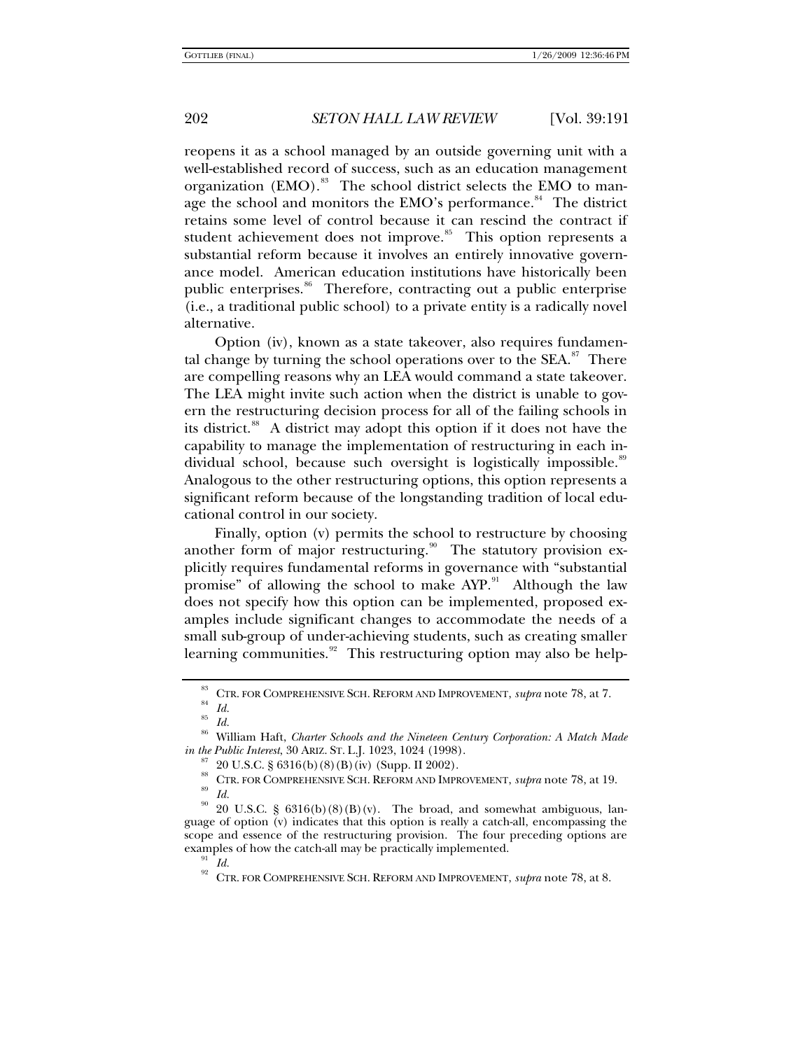reopens it as a school managed by an outside governing unit with a well-established record of success, such as an education management organization (EMO).[83] The school district selects the EMO to manage the school and monitors the EMO's performance.[84] The district retains some level of control because it can rescind the contract if student achievement does not improve.[85] This option represents a substantial reform because it involves an entirely innovative governance model. American education institutions have historically been public enterprises.[86] Therefore, contracting out a public enterprise (i.e., a traditional public school) to a private entity is a radically novel alternative.

Option (iv), known as a state takeover, also requires fundamental change by turning the school operations over to the SEA.[87] There are compelling reasons why an LEA would command a state takeover. The LEA might invite such action when the district is unable to govern the restructuring decision process for all of the failing schools in its district.[88] A district may adopt this option if it does not have the capability to manage the implementation of restructuring in each individual school, because such oversight is logistically impossible.[89] Analogous to the other restructuring options, this option represents a significant reform because of the longstanding tradition of local educational control in our society.

Finally, option (v) permits the school to restructure by choosing another form of major restructuring.[90] The statutory provision explicitly requires fundamental reforms in governance with "substantial promise" of allowing the school to make AYP.[91] Although the law does not specify how this option can be implemented, proposed examples include significant changes to accommodate the needs of a small sub-group of under-achieving students, such as creating smaller learning communities.[92] This restructuring option may also be help-

---

[83] CTR. FOR COMPREHENSIVE SCH. REFORM AND IMPROVEMENT, *supra* note 78, at 7.

[84] *Id.*

[85] *Id.*

[86] William Haft, *Charter Schools and the Nineteen Century Corporation: A Match Made in the Public Interest*, 30 ARIZ. ST. L.J. 1023, 1024 (1998).

[87] 20 U.S.C. § 6316(b)(8)(B)(iv) (Supp. II 2002).

[88] CTR. FOR COMPREHENSIVE SCH. REFORM AND IMPROVEMENT, *supra* note 78, at 19.

[89] *Id.*

[90] 20 U.S.C. § 6316(b)(8)(B)(v). The broad, and somewhat ambiguous, language of option (v) indicates that this option is really a catch-all, encompassing the scope and essence of the restructuring provision. The four preceding options are examples of how the catch-all may be practically implemented.

[91] *Id.*

[92] CTR. FOR COMPREHENSIVE SCH. REFORM AND IMPROVEMENT, *supra* note 78, at 8.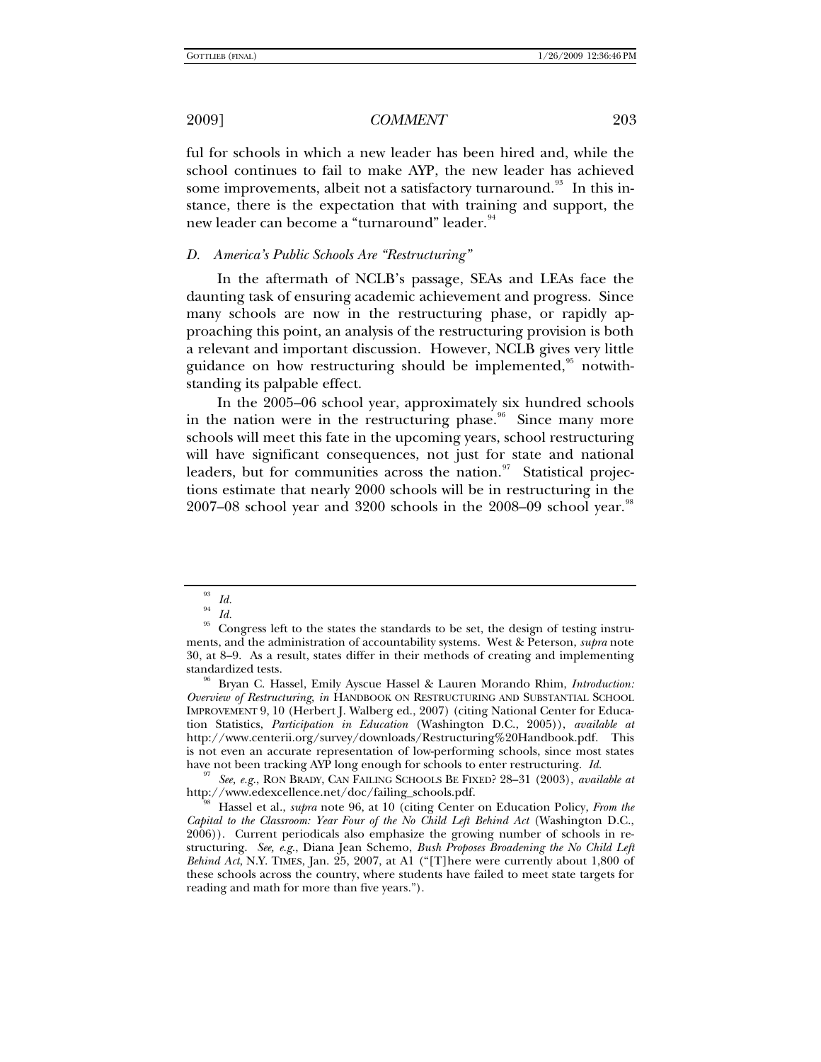ful for schools in which a new leader has been hired and, while the school continues to fail to make AYP, the new leader has achieved some improvements, albeit not a satisfactory turnaround.[93] In this instance, there is the expectation that with training and support, the new leader can become a "turnaround" leader.[94]

### *D. America's Public Schools Are "Restructuring"*

In the aftermath of NCLB's passage, SEAs and LEAs face the daunting task of ensuring academic achievement and progress. Since many schools are now in the restructuring phase, or rapidly approaching this point, an analysis of the restructuring provision is both a relevant and important discussion. However, NCLB gives very little guidance on how restructuring should be implemented,[95] notwithstanding its palpable effect.

In the 2005–06 school year, approximately six hundred schools in the nation were in the restructuring phase.[96] Since many more schools will meet this fate in the upcoming years, school restructuring will have significant consequences, not just for state and national leaders, but for communities across the nation.[97] Statistical projections estimate that nearly 2000 schools will be in restructuring in the 2007–08 school year and 3200 schools in the 2008–09 school year.[98]

---

[93] *Id.*

[94] *Id.*

[95] Congress left to the states the standards to be set, the design of testing instruments, and the administration of accountability systems. West & Peterson, *supra* note 30, at 8–9. As a result, states differ in their methods of creating and implementing standardized tests.

[96] Bryan C. Hassel, Emily Ayscue Hassel & Lauren Morando Rhim, *Introduction: Overview of Restructuring*, *in* HANDBOOK ON RESTRUCTURING AND SUBSTANTIAL SCHOOL IMPROVEMENT 9, 10 (Herbert J. Walberg ed., 2007) (citing National Center for Education Statistics, *Participation in Education* (Washington D.C., 2005)), *available at* http://www.centerii.org/survey/downloads/Restructuring%20Handbook.pdf. This is not even an accurate representation of low-performing schools, since most states have not been tracking AYP long enough for schools to enter restructuring. *Id.*

[97] *See, e.g.*, RON BRADY, CAN FAILING SCHOOLS BE FIXED? 28–31 (2003), *available at* http://www.edexcellence.net/doc/failing_schools.pdf.

[98] Hassel et al., *supra* note 96, at 10 (citing Center on Education Policy, *From the Capital to the Classroom: Year Four of the No Child Left Behind Act* (Washington D.C., 2006)). Current periodicals also emphasize the growing number of schools in restructuring. *See, e.g.*, Diana Jean Schemo, *Bush Proposes Broadening the No Child Left Behind Act*, N.Y. TIMES, Jan. 25, 2007, at A1 ("[T]here were currently about 1,800 of these schools across the country, where students have failed to meet state targets for reading and math for more than five years.").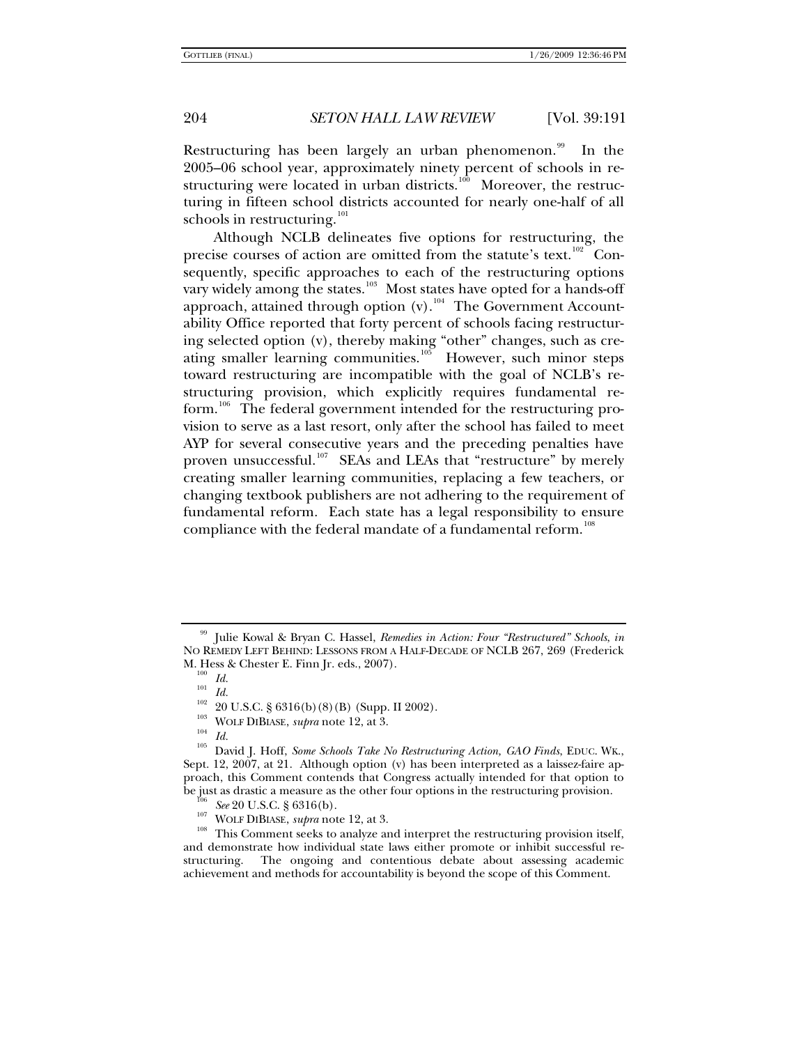Restructuring has been largely an urban phenomenon.[99] In the 2005–06 school year, approximately ninety percent of schools in restructuring were located in urban districts.[100] Moreover, the restructuring in fifteen school districts accounted for nearly one-half of all schools in restructuring.[101]

Although NCLB delineates five options for restructuring, the precise courses of action are omitted from the statute's text.[102] Consequently, specific approaches to each of the restructuring options vary widely among the states.[103] Most states have opted for a hands-off approach, attained through option (v).[104] The Government Accountability Office reported that forty percent of schools facing restructuring selected option (v), thereby making "other" changes, such as creating smaller learning communities.[105] However, such minor steps toward restructuring are incompatible with the goal of NCLB's restructuring provision, which explicitly requires fundamental reform.[106] The federal government intended for the restructuring provision to serve as a last resort, only after the school has failed to meet AYP for several consecutive years and the preceding penalties have proven unsuccessful.[107] SEAs and LEAs that "restructure" by merely creating smaller learning communities, replacing a few teachers, or changing textbook publishers are not adhering to the requirement of fundamental reform. Each state has a legal responsibility to ensure compliance with the federal mandate of a fundamental reform.[108]

---

[99] Julie Kowal & Bryan C. Hassel, *Remedies in Action: Four "Restructured" Schools*, *in* NO REMEDY LEFT BEHIND: LESSONS FROM A HALF-DECADE OF NCLB 267, 269 (Frederick M. Hess & Chester E. Finn Jr. eds., 2007).

[100] *Id.*

[101] *Id.*

[102] 20 U.S.C. § 6316(b)(8)(B) (Supp. II 2002).

[103] WOLF DIBIASE, *supra* note 12, at 3.

[104] *Id.*

[105] David J. Hoff, *Some Schools Take No Restructuring Action, GAO Finds*, EDUC. WK., Sept. 12, 2007, at 21. Although option (v) has been interpreted as a laissez-faire approach, this Comment contends that Congress actually intended for that option to be just as drastic a measure as the other four options in the restructuring provision.

[106] *See* 20 U.S.C. § 6316(b).

[107] WOLF DIBIASE, *supra* note 12, at 3.

[108] This Comment seeks to analyze and interpret the restructuring provision itself, and demonstrate how individual state laws either promote or inhibit successful restructuring. The ongoing and contentious debate about assessing academic achievement and methods for accountability is beyond the scope of this Comment.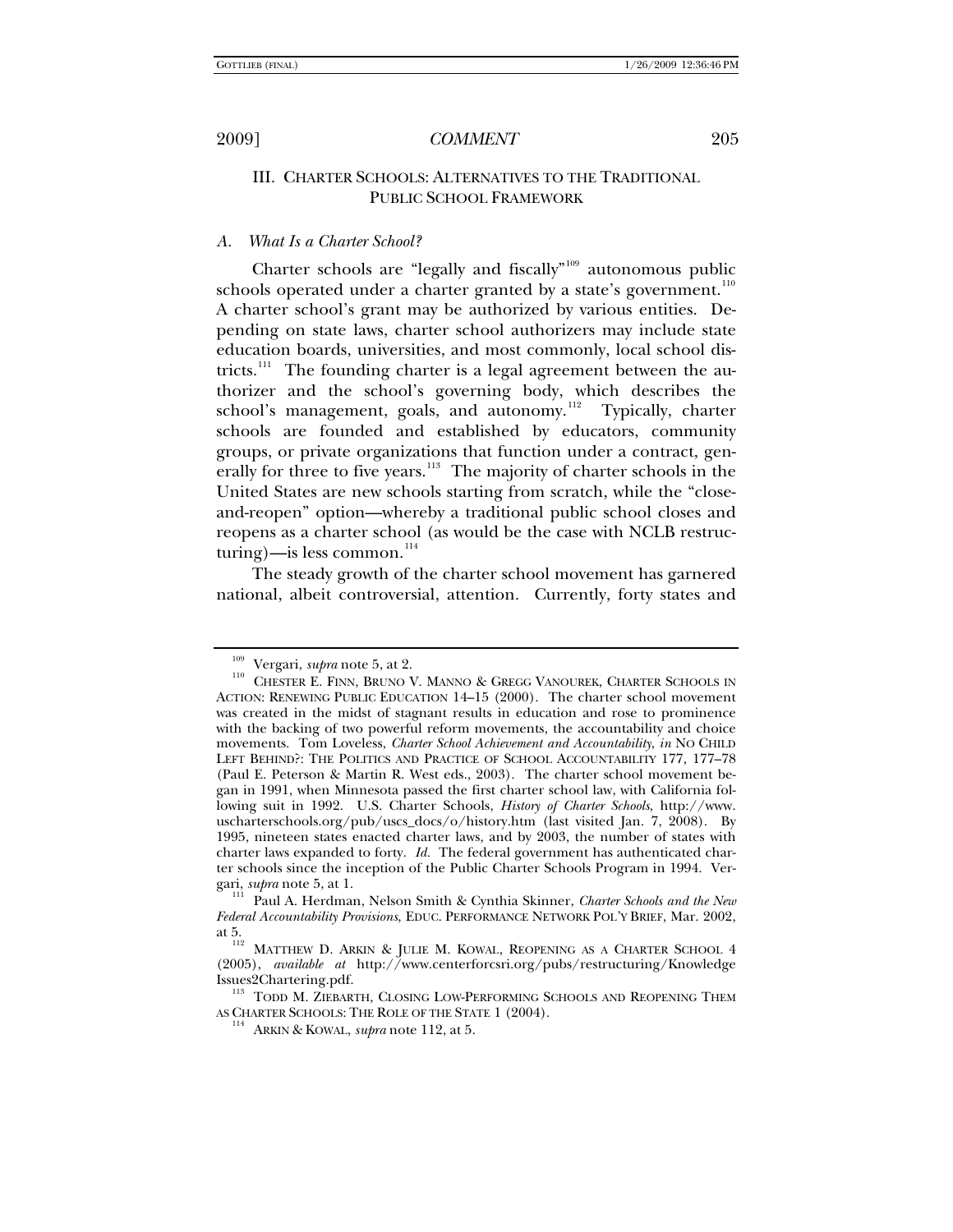## III. CHARTER SCHOOLS: ALTERNATIVES TO THE TRADITIONAL PUBLIC SCHOOL FRAMEWORK

### A. *What Is a Charter School?*

Charter schools are "legally and fiscally"[109] autonomous public schools operated under a charter granted by a state's government.[110] A charter school's grant may be authorized by various entities. Depending on state laws, charter school authorizers may include state education boards, universities, and most commonly, local school districts.[111] The founding charter is a legal agreement between the authorizer and the school's governing body, which describes the school's management, goals, and autonomy.[112] Typically, charter schools are founded and established by educators, community groups, or private organizations that function under a contract, generally for three to five years.[113] The majority of charter schools in the United States are new schools starting from scratch, while the "close-and-reopen" option—whereby a traditional public school closes and reopens as a charter school (as would be the case with NCLB restructuring)—is less common.[114]

The steady growth of the charter school movement has garnered national, albeit controversial, attention. Currently, forty states and

---

[109] Vergari, *supra* note 5, at 2.

[110] CHESTER E. FINN, BRUNO V. MANNO & GREGG VANOUREK, CHARTER SCHOOLS IN ACTION: RENEWING PUBLIC EDUCATION 14–15 (2000). The charter school movement was created in the midst of stagnant results in education and rose to prominence with the backing of two powerful reform movements, the accountability and choice movements. Tom Loveless, *Charter School Achievement and Accountability*, *in* NO CHILD LEFT BEHIND?: THE POLITICS AND PRACTICE OF SCHOOL ACCOUNTABILITY 177, 177–78 (Paul E. Peterson & Martin R. West eds., 2003). The charter school movement began in 1991, when Minnesota passed the first charter school law, with California following suit in 1992. U.S. Charter Schools, *History of Charter Schools*, http://www.uscharterschools.org/pub/uscs_docs/o/history.htm (last visited Jan. 7, 2008). By 1995, nineteen states enacted charter laws, and by 2003, the number of states with charter laws expanded to forty. *Id.* The federal government has authenticated charter schools since the inception of the Public Charter Schools Program in 1994. Vergari, *supra* note 5, at 1.

[111] Paul A. Herdman, Nelson Smith & Cynthia Skinner, *Charter Schools and the New Federal Accountability Provisions*, EDUC. PERFORMANCE NETWORK POL'Y BRIEF, Mar. 2002, at 5.

[112] MATTHEW D. ARKIN & JULIE M. KOWAL, REOPENING AS A CHARTER SCHOOL 4 (2005), *available at* http://www.centerforcsri.org/pubs/restructuring/KnowledgeIssues2Chartering.pdf.

[113] TODD M. ZIEBARTH, CLOSING LOW-PERFORMING SCHOOLS AND REOPENING THEM AS CHARTER SCHOOLS: THE ROLE OF THE STATE 1 (2004).

[114] ARKIN & KOWAL, *supra* note 112, at 5.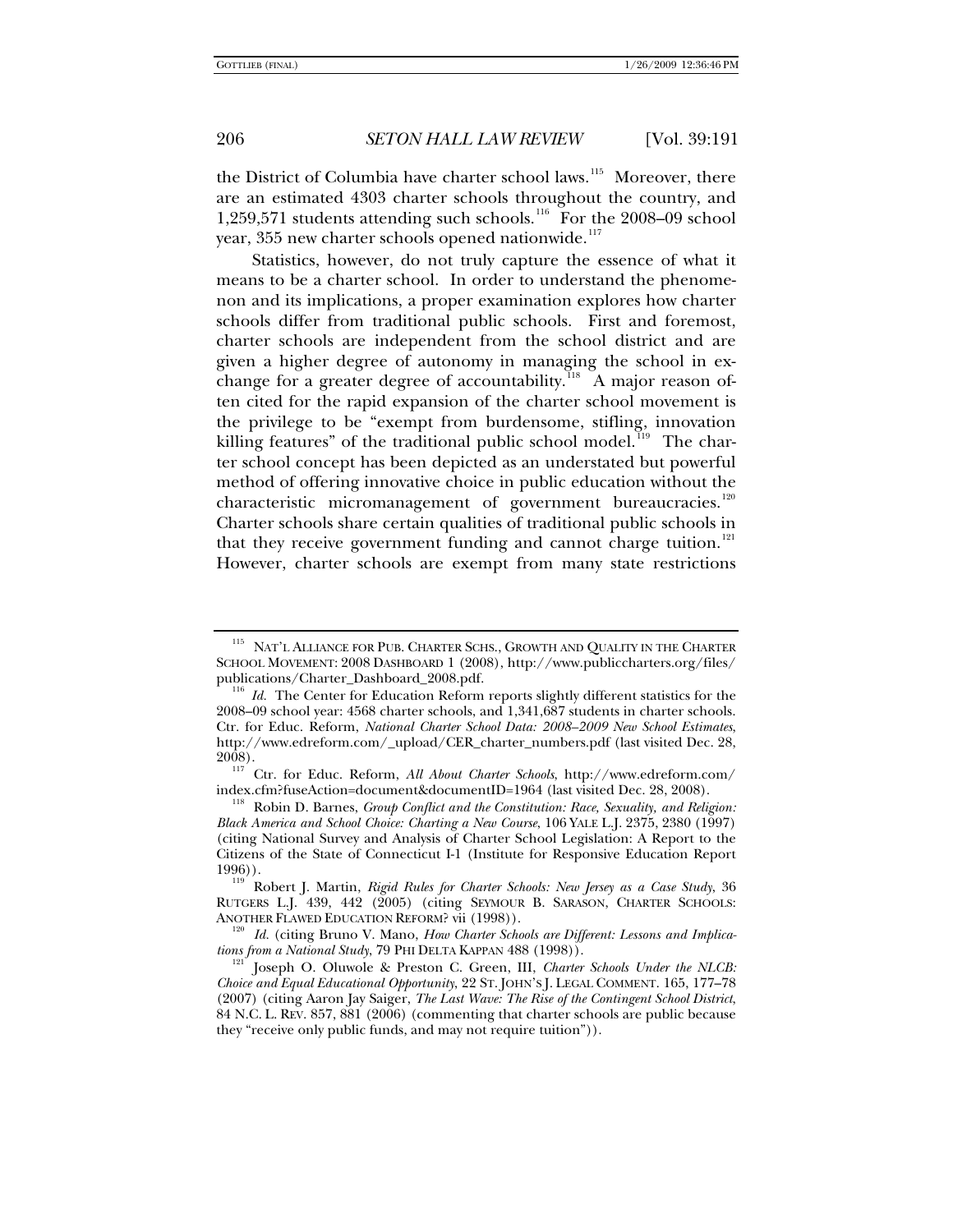the District of Columbia have charter school laws.[115] Moreover, there are an estimated 4303 charter schools throughout the country, and 1,259,571 students attending such schools.[116] For the 2008–09 school year, 355 new charter schools opened nationwide.[117]

Statistics, however, do not truly capture the essence of what it means to be a charter school. In order to understand the phenomenon and its implications, a proper examination explores how charter schools differ from traditional public schools. First and foremost, charter schools are independent from the school district and are given a higher degree of autonomy in managing the school in exchange for a greater degree of accountability.[118] A major reason often cited for the rapid expansion of the charter school movement is the privilege to be "exempt from burdensome, stifling, innovation killing features" of the traditional public school model.[119] The charter school concept has been depicted as an understated but powerful method of offering innovative choice in public education without the characteristic micromanagement of government bureaucracies.[120] Charter schools share certain qualities of traditional public schools in that they receive government funding and cannot charge tuition.[121] However, charter schools are exempt from many state restrictions

---

[115] NAT'L ALLIANCE FOR PUB. CHARTER SCHS., GROWTH AND QUALITY IN THE CHARTER SCHOOL MOVEMENT: 2008 DASHBOARD 1 (2008), http://www.publiccharters.org/files/publications/Charter_Dashboard_2008.pdf.

[116] *Id.* The Center for Education Reform reports slightly different statistics for the 2008–09 school year: 4568 charter schools, and 1,341,687 students in charter schools. Ctr. for Educ. Reform, *National Charter School Data: 2008–2009 New School Estimates*, http://www.edreform.com/_upload/CER_charter_numbers.pdf (last visited Dec. 28, 2008).

[117] Ctr. for Educ. Reform, *All About Charter Schools*, http://www.edreform.com/index.cfm?fuseAction=document&documentID=1964 (last visited Dec. 28, 2008).

[118] Robin D. Barnes, *Group Conflict and the Constitution: Race, Sexuality, and Religion: Black America and School Choice: Charting a New Course*, 106 YALE L.J. 2375, 2380 (1997) (citing National Survey and Analysis of Charter School Legislation: A Report to the Citizens of the State of Connecticut I-1 (Institute for Responsive Education Report 1996)).

[119] Robert J. Martin, *Rigid Rules for Charter Schools: New Jersey as a Case Study*, 36 RUTGERS L.J. 439, 442 (2005) (citing SEYMOUR B. SARASON, CHARTER SCHOOLS: ANOTHER FLAWED EDUCATION REFORM? vii (1998)).

[120] *Id.* (citing Bruno V. Mano, *How Charter Schools are Different: Lessons and Implications from a National Study*, 79 PHI DELTA KAPPAN 488 (1998)).

[121] Joseph O. Oluwole & Preston C. Green, III, *Charter Schools Under the NLCB: Choice and Equal Educational Opportunity*, 22 ST. JOHN'S J. LEGAL COMMENT. 165, 177–78 (2007) (citing Aaron Jay Saiger, *The Last Wave: The Rise of the Contingent School District*, 84 N.C. L. REV. 857, 881 (2006) (commenting that charter schools are public because they "receive only public funds, and may not require tuition")).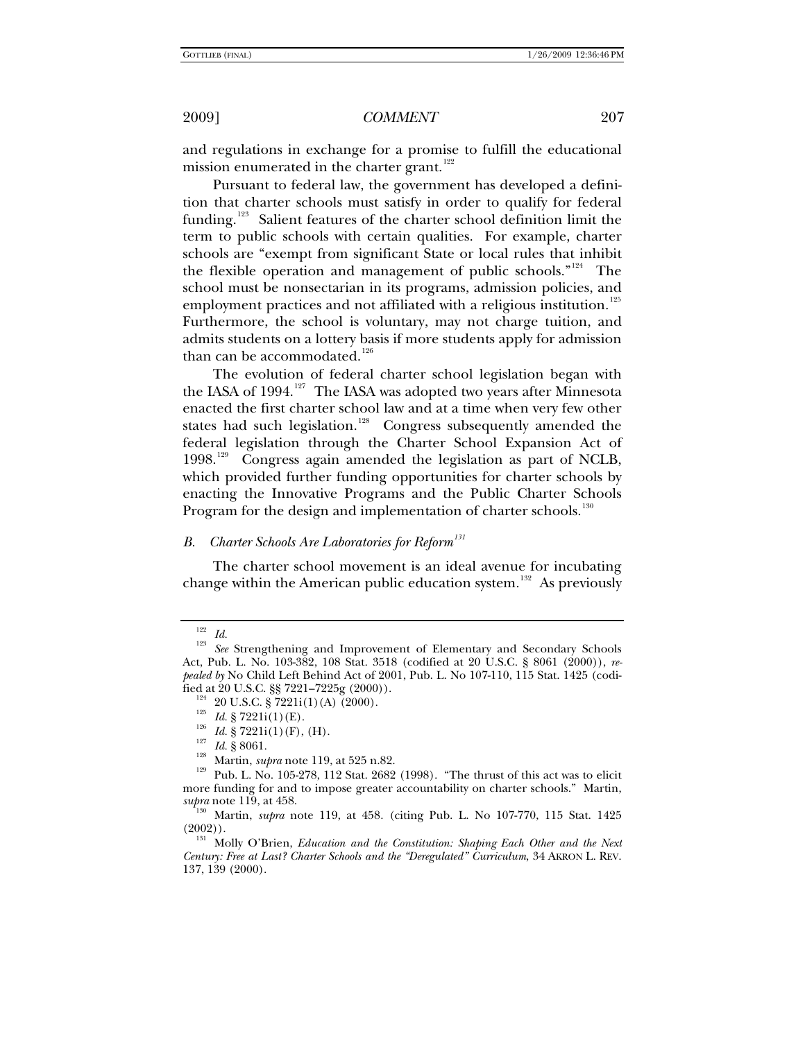and regulations in exchange for a promise to fulfill the educational mission enumerated in the charter grant.[122]

Pursuant to federal law, the government has developed a definition that charter schools must satisfy in order to qualify for federal funding.[123] Salient features of the charter school definition limit the term to public schools with certain qualities. For example, charter schools are "exempt from significant State or local rules that inhibit the flexible operation and management of public schools."[124] The school must be nonsectarian in its programs, admission policies, and employment practices and not affiliated with a religious institution.[125] Furthermore, the school is voluntary, may not charge tuition, and admits students on a lottery basis if more students apply for admission than can be accommodated.[126]

The evolution of federal charter school legislation began with the IASA of 1994.[127] The IASA was adopted two years after Minnesota enacted the first charter school law and at a time when very few other states had such legislation.[128] Congress subsequently amended the federal legislation through the Charter School Expansion Act of 1998.[129] Congress again amended the legislation as part of NCLB, which provided further funding opportunities for charter schools by enacting the Innovative Programs and the Public Charter Schools Program for the design and implementation of charter schools.[130]

### B. *Charter Schools Are Laboratories for Reform*[131]

The charter school movement is an ideal avenue for incubating change within the American public education system.[132] As previously

---

[122] *Id.*

[123] *See* Strengthening and Improvement of Elementary and Secondary Schools Act, Pub. L. No. 103-382, 108 Stat. 3518 (codified at 20 U.S.C. § 8061 (2000)), *repealed by* No Child Left Behind Act of 2001, Pub. L. No 107-110, 115 Stat. 1425 (codified at 20 U.S.C. §§ 7221–7225g (2000)).

[124] 20 U.S.C. § 7221i(1)(A) (2000).

[125] *Id.* § 7221i(1)(E).

[126] *Id.* § 7221i(1)(F), (H).

[127] *Id.* § 8061.

[128] Martin, *supra* note 119, at 525 n.82.

[129] Pub. L. No. 105-278, 112 Stat. 2682 (1998). "The thrust of this act was to elicit more funding for and to impose greater accountability on charter schools." Martin, *supra* note 119, at 458.

[130] Martin, *supra* note 119, at 458. (citing Pub. L. No 107-770, 115 Stat. 1425 (2002)).

[131] Molly O'Brien, *Education and the Constitution: Shaping Each Other and the Next Century: Free at Last? Charter Schools and the "Deregulated" Curriculum*, 34 AKRON L. REV. 137, 139 (2000).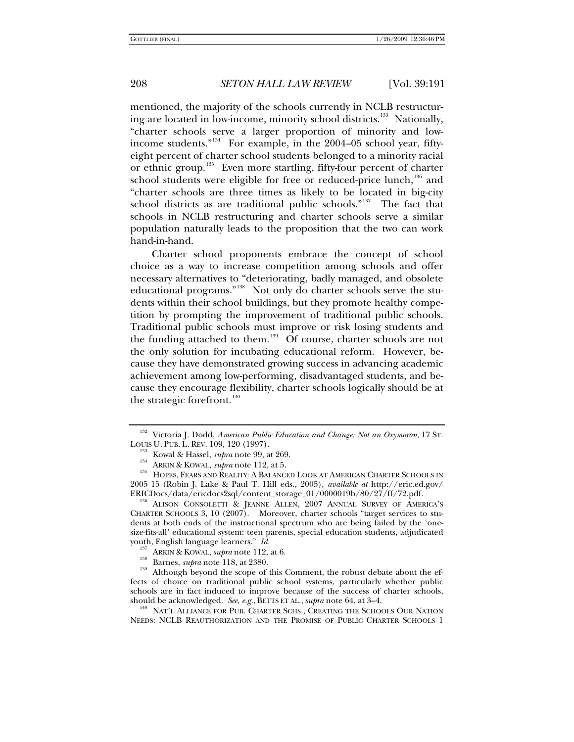mentioned, the majority of the schools currently in NCLB restructuring are located in low-income, minority school districts.[133] Nationally, "charter schools serve a larger proportion of minority and low-income students."[134] For example, in the 2004–05 school year, fifty-eight percent of charter school students belonged to a minority racial or ethnic group.[135] Even more startling, fifty-four percent of charter school students were eligible for free or reduced-price lunch,[136] and "charter schools are three times as likely to be located in big-city school districts as are traditional public schools."[137] The fact that schools in NCLB restructuring and charter schools serve a similar population naturally leads to the proposition that the two can work hand-in-hand.

Charter school proponents embrace the concept of school choice as a way to increase competition among schools and offer necessary alternatives to "deteriorating, badly managed, and obsolete educational programs."[138] Not only do charter schools serve the students within their school buildings, but they promote healthy competition by prompting the improvement of traditional public schools. Traditional public schools must improve or risk losing students and the funding attached to them.[139] Of course, charter schools are not the only solution for incubating educational reform. However, because they have demonstrated growing success in advancing academic achievement among low-performing, disadvantaged students, and because they encourage flexibility, charter schools logically should be at the strategic forefront.[140]

---

[132] Victoria J. Dodd, *American Public Education and Change: Not an Oxymoron*, 17 ST. LOUIS U. PUB. L. REV. 109, 120 (1997).

[133] Kowal & Hassel, *supra* note 99, at 269.

[134] ARKIN & KOWAL, *supra* note 112, at 5.

[135] HOPES, FEARS AND REALITY: A BALANCED LOOK AT AMERICAN CHARTER SCHOOLS IN 2005 15 (Robin J. Lake & Paul T. Hill eds., 2005), *available at* http://eric.ed.gov/ERICDocs/data/ericdocs2sql/content_storage_01/0000019b/80/27/ff/72.pdf.

[136] ALISON CONSOLETTI & JEANNE ALLEN, 2007 ANNUAL SURVEY OF AMERICA'S CHARTER SCHOOLS 3, 10 (2007). Moreover, charter schools "target services to students at both ends of the instructional spectrum who are being failed by the 'one-size-fits-all' educational system: teen parents, special education students, adjudicated youth, English language learners." *Id.*

[137] ARKIN & KOWAL, *supra* note 112, at 6.

[138] Barnes, *supra* note 118, at 2380.

[139] Although beyond the scope of this Comment, the robust debate about the effects of choice on traditional public school systems, particularly whether public schools are in fact induced to improve because of the success of charter schools, should be acknowledged. *See, e.g.*, BETTS ET AL., *supra* note 64, at 3–4.

[140] NAT'L ALLIANCE FOR PUB. CHARTER SCHS., CREATING THE SCHOOLS OUR NATION NEEDS: NCLB REAUTHORIZATION AND THE PROMISE OF PUBLIC CHARTER SCHOOLS 1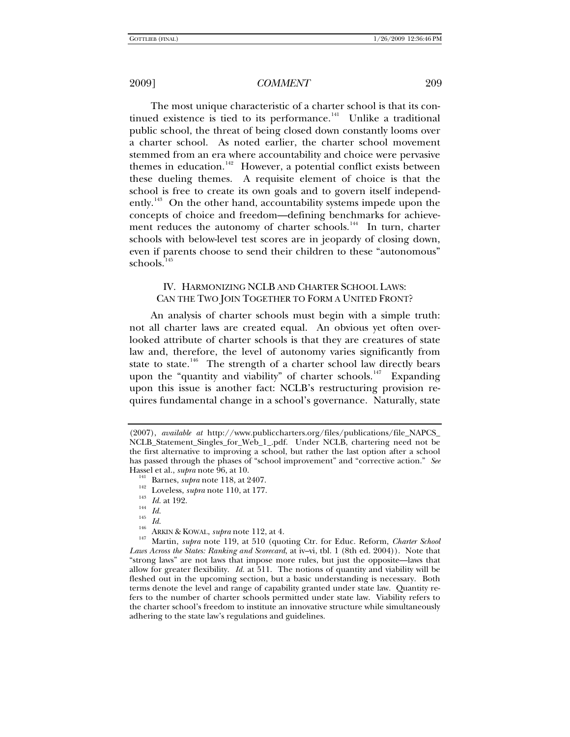The most unique characteristic of a charter school is that its continued existence is tied to its performance.[141] Unlike a traditional public school, the threat of being closed down constantly looms over a charter school. As noted earlier, the charter school movement stemmed from an era where accountability and choice were pervasive themes in education.[142] However, a potential conflict exists between these dueling themes. A requisite element of choice is that the school is free to create its own goals and to govern itself independently.[143] On the other hand, accountability systems impede upon the concepts of choice and freedom—defining benchmarks for achievement reduces the autonomy of charter schools.[144] In turn, charter schools with below-level test scores are in jeopardy of closing down, even if parents choose to send their children to these "autonomous" schools.[145]

## IV. HARMONIZING NCLB AND CHARTER SCHOOL LAWS: CAN THE TWO JOIN TOGETHER TO FORM A UNITED FRONT?

An analysis of charter schools must begin with a simple truth: not all charter laws are created equal. An obvious yet often overlooked attribute of charter schools is that they are creatures of state law and, therefore, the level of autonomy varies significantly from state to state.[146] The strength of a charter school law directly bears upon the "quantity and viability" of charter schools.[147] Expanding upon this issue is another fact: NCLB's restructuring provision requires fundamental change in a school's governance. Naturally, state

---

(2007), *available at* http://www.publiccharters.org/files/publications/file_NAPCS_NCLB_Statement_Singles_for_Web_1_.pdf. Under NCLB, chartering need not be the first alternative to improving a school, but rather the last option after a school has passed through the phases of "school improvement" and "corrective action." *See* Hassel et al., *supra* note 96, at 10.

[141] Barnes, *supra* note 118, at 2407.

[142] Loveless, *supra* note 110, at 177.

[143] *Id.* at 192.

[144] *Id.*

[145] *Id.*

[146] ARKIN & KOWAL, *supra* note 112, at 4.

[147] Martin, *supra* note 119, at 510 (quoting Ctr. for Educ. Reform, *Charter School Laws Across the States: Ranking and Scorecard*, at iv–vi, tbl. 1 (8th ed. 2004)). Note that "strong laws" are not laws that impose more rules, but just the opposite—laws that allow for greater flexibility. *Id.* at 511. The notions of quantity and viability will be fleshed out in the upcoming section, but a basic understanding is necessary. Both terms denote the level and range of capability granted under state law. Quantity refers to the number of charter schools permitted under state law. Viability refers to the charter school's freedom to institute an innovative structure while simultaneously adhering to the state law's regulations and guidelines.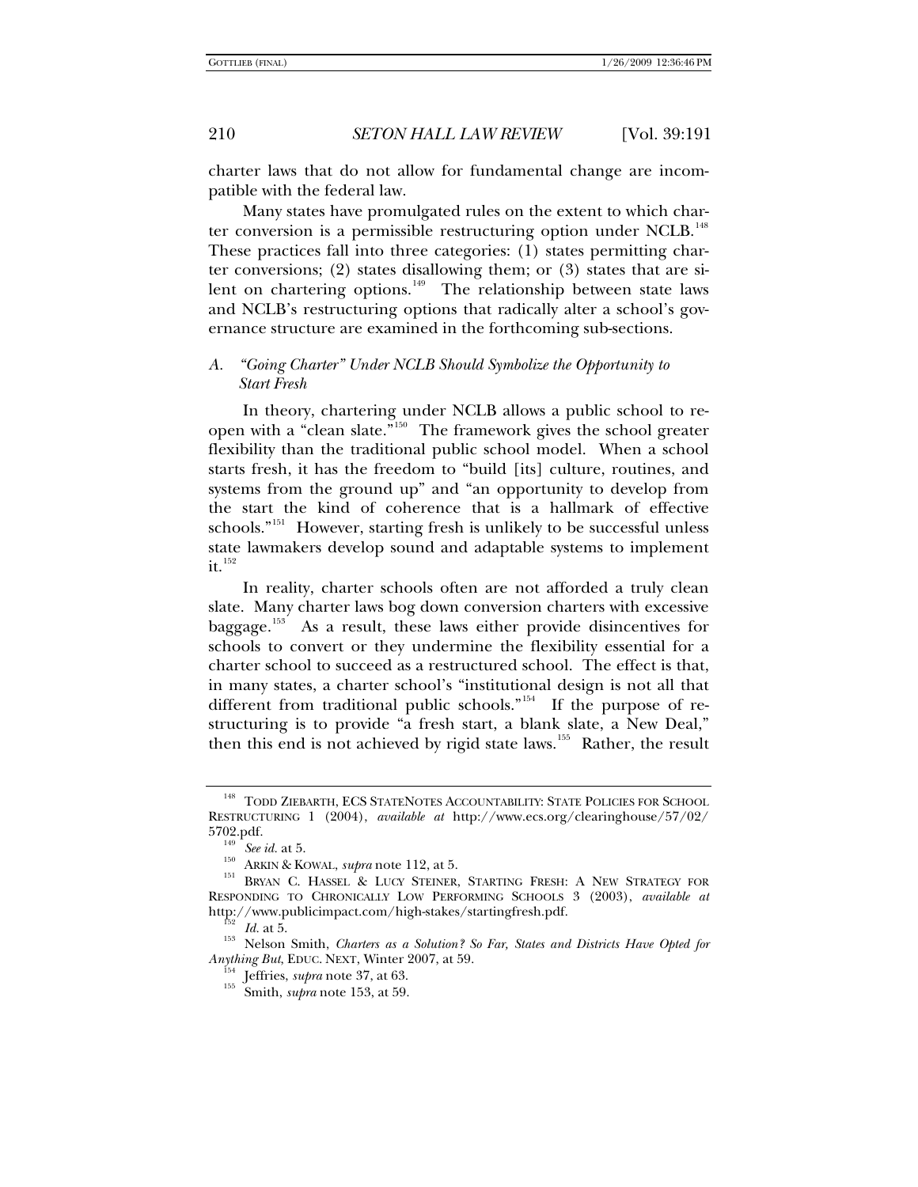charter laws that do not allow for fundamental change are incompatible with the federal law.

Many states have promulgated rules on the extent to which charter conversion is a permissible restructuring option under NCLB.[148] These practices fall into three categories: (1) states permitting charter conversions; (2) states disallowing them; or (3) states that are silent on chartering options.[149] The relationship between state laws and NCLB's restructuring options that radically alter a school's governance structure are examined in the forthcoming sub-sections.

### A. *"Going Charter" Under NCLB Should Symbolize the Opportunity to Start Fresh*

In theory, chartering under NCLB allows a public school to reopen with a "clean slate."[150] The framework gives the school greater flexibility than the traditional public school model. When a school starts fresh, it has the freedom to "build [its] culture, routines, and systems from the ground up" and "an opportunity to develop from the start the kind of coherence that is a hallmark of effective schools."[151] However, starting fresh is unlikely to be successful unless state lawmakers develop sound and adaptable systems to implement it.[152]

In reality, charter schools often are not afforded a truly clean slate. Many charter laws bog down conversion charters with excessive baggage.[153] As a result, these laws either provide disincentives for schools to convert or they undermine the flexibility essential for a charter school to succeed as a restructured school. The effect is that, in many states, a charter school's "institutional design is not all that different from traditional public schools."[154] If the purpose of restructuring is to provide "a fresh start, a blank slate, a New Deal," then this end is not achieved by rigid state laws.[155] Rather, the result

---

[148] TODD ZIEBARTH, ECS STATENOTES ACCOUNTABILITY: STATE POLICIES FOR SCHOOL RESTRUCTURING 1 (2004), *available at* http://www.ecs.org/clearinghouse/57/02/5702.pdf.

[149] *See id.* at 5.

[150] ARKIN & KOWAL, *supra* note 112, at 5.

[151] BRYAN C. HASSEL & LUCY STEINER, STARTING FRESH: A NEW STRATEGY FOR RESPONDING TO CHRONICALLY LOW PERFORMING SCHOOLS 3 (2003), *available at* http://www.publicimpact.com/high-stakes/startingfresh.pdf.

[152] *Id.* at 5.

[153] Nelson Smith, *Charters as a Solution? So Far, States and Districts Have Opted for Anything But*, EDUC. NEXT, Winter 2007, at 59.

[154] Jeffries, *supra* note 37, at 63.

[155] Smith, *supra* note 153, at 59.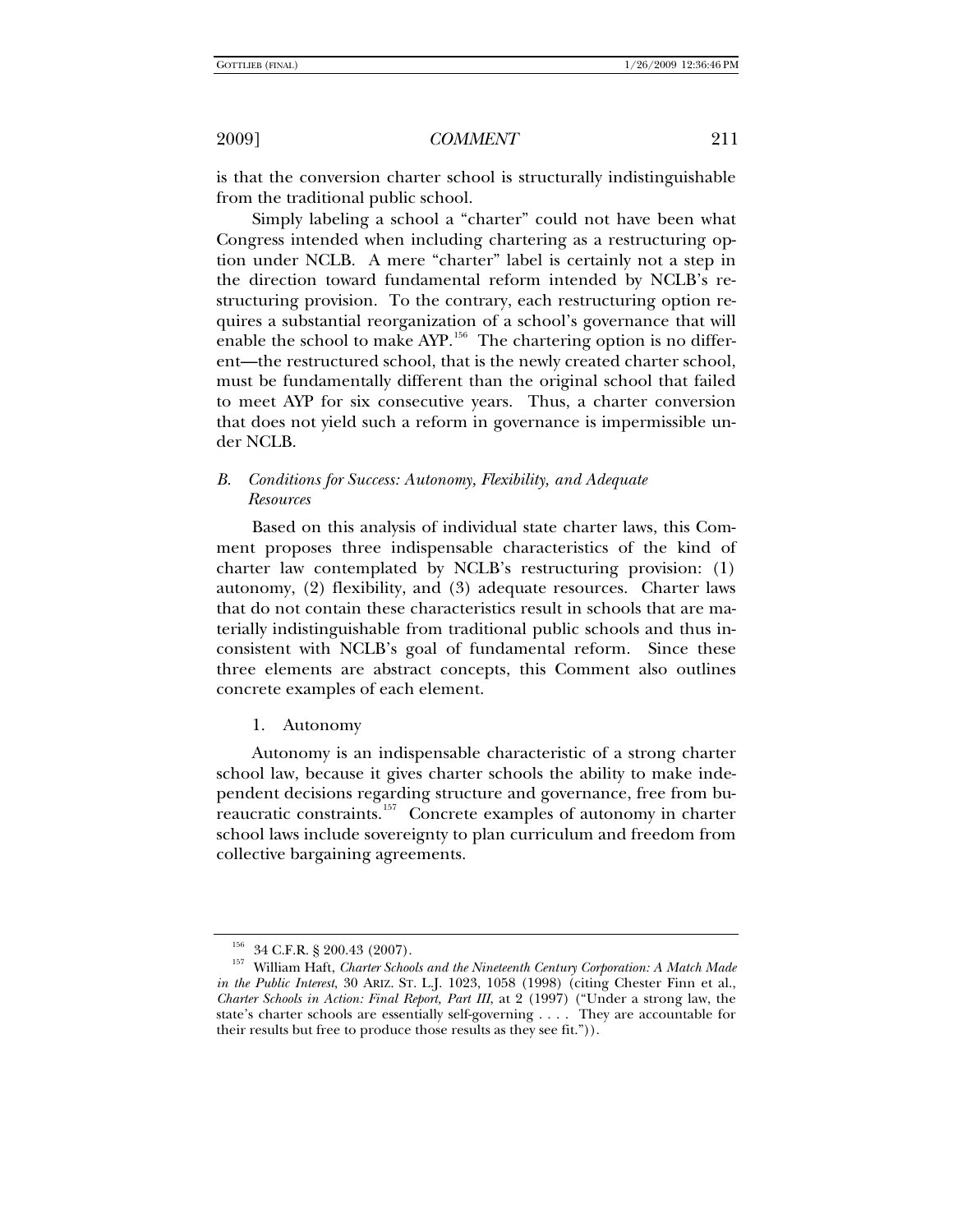is that the conversion charter school is structurally indistinguishable from the traditional public school.

Simply labeling a school a "charter" could not have been what Congress intended when including chartering as a restructuring option under NCLB. A mere "charter" label is certainly not a step in the direction toward fundamental reform intended by NCLB's restructuring provision. To the contrary, each restructuring option requires a substantial reorganization of a school's governance that will enable the school to make AYP.[156] The chartering option is no different—the restructured school, that is the newly created charter school, must be fundamentally different than the original school that failed to meet AYP for six consecutive years. Thus, a charter conversion that does not yield such a reform in governance is impermissible under NCLB.

### B. *Conditions for Success: Autonomy, Flexibility, and Adequate Resources*

Based on this analysis of individual state charter laws, this Comment proposes three indispensable characteristics of the kind of charter law contemplated by NCLB's restructuring provision: (1) autonomy, (2) flexibility, and (3) adequate resources. Charter laws that do not contain these characteristics result in schools that are materially indistinguishable from traditional public schools and thus inconsistent with NCLB's goal of fundamental reform. Since these three elements are abstract concepts, this Comment also outlines concrete examples of each element.

#### 1. Autonomy

Autonomy is an indispensable characteristic of a strong charter school law, because it gives charter schools the ability to make independent decisions regarding structure and governance, free from bureaucratic constraints.[157] Concrete examples of autonomy in charter school laws include sovereignty to plan curriculum and freedom from collective bargaining agreements.

---

[156] 34 C.F.R. § 200.43 (2007).

[157] William Haft, *Charter Schools and the Nineteenth Century Corporation: A Match Made in the Public Interest*, 30 ARIZ. ST. L.J. 1023, 1058 (1998) (citing Chester Finn et al., *Charter Schools in Action: Final Report, Part III*, at 2 (1997) ("Under a strong law, the state's charter schools are essentially self-governing . . . . They are accountable for their results but free to produce those results as they see fit.")).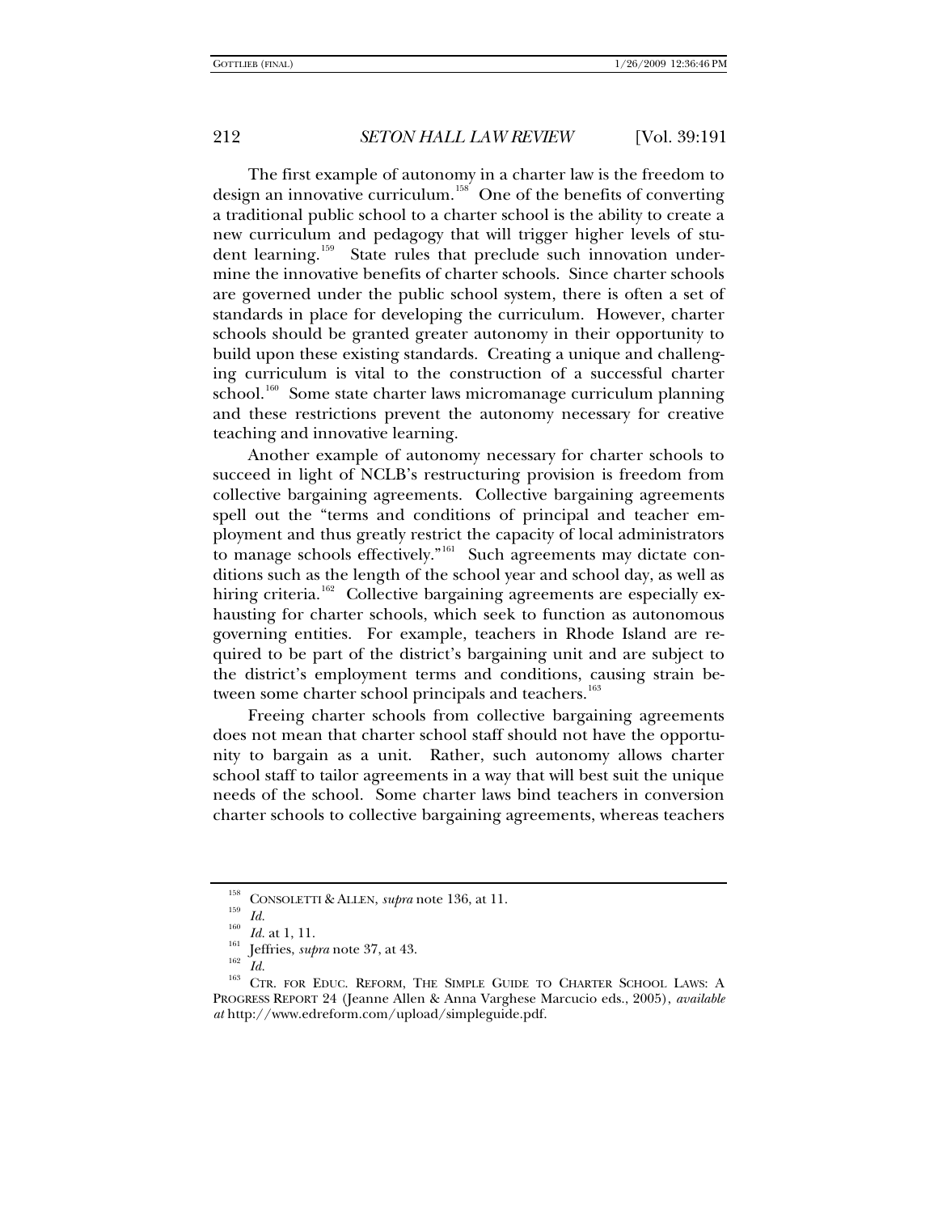The first example of autonomy in a charter law is the freedom to design an innovative curriculum.[158] One of the benefits of converting a traditional public school to a charter school is the ability to create a new curriculum and pedagogy that will trigger higher levels of student learning.[159] State rules that preclude such innovation undermine the innovative benefits of charter schools. Since charter schools are governed under the public school system, there is often a set of standards in place for developing the curriculum. However, charter schools should be granted greater autonomy in their opportunity to build upon these existing standards. Creating a unique and challenging curriculum is vital to the construction of a successful charter school.[160] Some state charter laws micromanage curriculum planning and these restrictions prevent the autonomy necessary for creative teaching and innovative learning.

Another example of autonomy necessary for charter schools to succeed in light of NCLB's restructuring provision is freedom from collective bargaining agreements. Collective bargaining agreements spell out the "terms and conditions of principal and teacher employment and thus greatly restrict the capacity of local administrators to manage schools effectively."[161] Such agreements may dictate conditions such as the length of the school year and school day, as well as hiring criteria.[162] Collective bargaining agreements are especially exhausting for charter schools, which seek to function as autonomous governing entities. For example, teachers in Rhode Island are required to be part of the district's bargaining unit and are subject to the district's employment terms and conditions, causing strain between some charter school principals and teachers.[163]

Freeing charter schools from collective bargaining agreements does not mean that charter school staff should not have the opportunity to bargain as a unit. Rather, such autonomy allows charter school staff to tailor agreements in a way that will best suit the unique needs of the school. Some charter laws bind teachers in conversion charter schools to collective bargaining agreements, whereas teachers

---

[158] CONSOLETTI & ALLEN, *supra* note 136, at 11.

[159] *Id.*

[160] *Id.* at 1, 11.

[161] Jeffries, *supra* note 37, at 43.

[162] *Id.*

[163] CTR. FOR EDUC. REFORM, THE SIMPLE GUIDE TO CHARTER SCHOOL LAWS: A PROGRESS REPORT 24 (Jeanne Allen & Anna Varghese Marcucio eds., 2005), *available at* http://www.edreform.com/upload/simpleguide.pdf.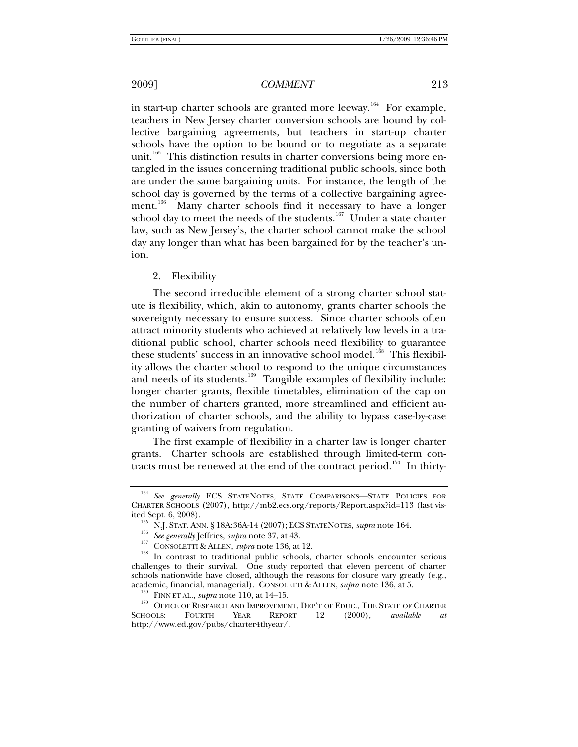in start-up charter schools are granted more leeway.[164] For example, teachers in New Jersey charter conversion schools are bound by collective bargaining agreements, but teachers in start-up charter schools have the option to be bound or to negotiate as a separate unit.[165] This distinction results in charter conversions being more entangled in the issues concerning traditional public schools, since both are under the same bargaining units. For instance, the length of the school day is governed by the terms of a collective bargaining agreement.[166] Many charter schools find it necessary to have a longer school day to meet the needs of the students.[167] Under a state charter law, such as New Jersey's, the charter school cannot make the school day any longer than what has been bargained for by the teacher's union.

### 2. Flexibility

The second irreducible element of a strong charter school statute is flexibility, which, akin to autonomy, grants charter schools the sovereignty necessary to ensure success. Since charter schools often attract minority students who achieved at relatively low levels in a traditional public school, charter schools need flexibility to guarantee these students' success in an innovative school model.[168] This flexibility allows the charter school to respond to the unique circumstances and needs of its students.[169] Tangible examples of flexibility include: longer charter grants, flexible timetables, elimination of the cap on the number of charters granted, more streamlined and efficient authorization of charter schools, and the ability to bypass case-by-case granting of waivers from regulation.

The first example of flexibility in a charter law is longer charter grants. Charter schools are established through limited-term contracts must be renewed at the end of the contract period.[170] In thirty-

---

[164] *See generally* ECS STATENOTES, STATE COMPARISONS—STATE POLICIES FOR CHARTER SCHOOLS (2007), http://mb2.ecs.org/reports/Report.aspx?id=113 (last visited Sept. 6, 2008).

[165] N.J. STAT. ANN. § 18A:36A-14 (2007); ECS STATENOTES, *supra* note 164.

[166] *See generally* Jeffries, *supra* note 37, at 43.

[167] CONSOLETTI & ALLEN, *supra* note 136, at 12.

[168] In contrast to traditional public schools, charter schools encounter serious challenges to their survival. One study reported that eleven percent of charter schools nationwide have closed, although the reasons for closure vary greatly (e.g., academic, financial, managerial). CONSOLETTI & ALLEN, *supra* note 136, at 5.

[169] FINN ET AL., *supra* note 110, at 14–15.

[170] OFFICE OF RESEARCH AND IMPROVEMENT, DEP'T OF EDUC., THE STATE OF CHARTER SCHOOLS: FOURTH YEAR REPORT 12 (2000), *available at* http://www.ed.gov/pubs/charter4thyear/.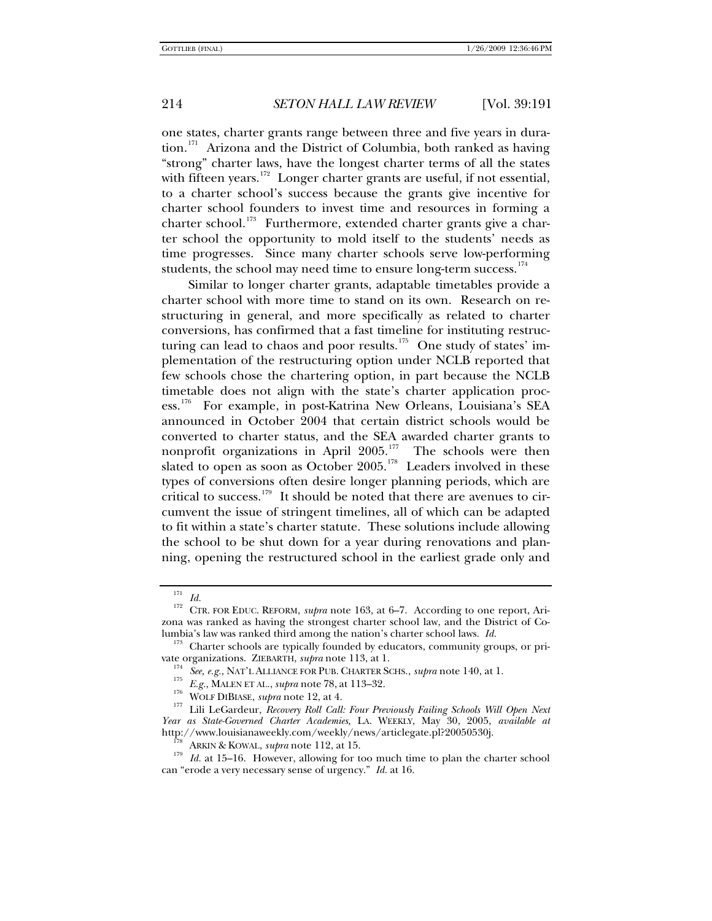one states, charter grants range between three and five years in duration.[171] Arizona and the District of Columbia, both ranked as having "strong" charter laws, have the longest charter terms of all the states with fifteen years.[172] Longer charter grants are useful, if not essential, to a charter school's success because the grants give incentive for charter school founders to invest time and resources in forming a charter school.[173] Furthermore, extended charter grants give a charter school the opportunity to mold itself to the students' needs as time progresses. Since many charter schools serve low-performing students, the school may need time to ensure long-term success.[174]

Similar to longer charter grants, adaptable timetables provide a charter school with more time to stand on its own. Research on restructuring in general, and more specifically as related to charter conversions, has confirmed that a fast timeline for instituting restructuring can lead to chaos and poor results.[175] One study of states' implementation of the restructuring option under NCLB reported that few schools chose the chartering option, in part because the NCLB timetable does not align with the state's charter application process.[176] For example, in post-Katrina New Orleans, Louisiana's SEA announced in October 2004 that certain district schools would be converted to charter status, and the SEA awarded charter grants to nonprofit organizations in April 2005.[177] The schools were then slated to open as soon as October 2005.[178] Leaders involved in these types of conversions often desire longer planning periods, which are critical to success.[179] It should be noted that there are avenues to circumvent the issue of stringent timelines, all of which can be adapted to fit within a state's charter statute. These solutions include allowing the school to be shut down for a year during renovations and planning, opening the restructured school in the earliest grade only and

---

[171] *Id.*

[172] CTR. FOR EDUC. REFORM, *supra* note 163, at 6–7. According to one report, Arizona was ranked as having the strongest charter school law, and the District of Columbia's law was ranked third among the nation's charter school laws. *Id.*

[173] Charter schools are typically founded by educators, community groups, or private organizations. ZIEBARTH, *supra* note 113, at 1.

[174] *See, e.g.*, NAT'L ALLIANCE FOR PUB. CHARTER SCHS., *supra* note 140, at 1.

[175] *E.g.*, MALEN ET AL., *supra* note 78, at 113–32.

[176] WOLF DIBIASE, *supra* note 12, at 4.

[177] Lili LeGardeur, *Recovery Roll Call: Four Previously Failing Schools Will Open Next Year as State-Governed Charter Academies,* LA. WEEKLY, May 30, 2005, *available at* http://www.louisianaweekly.com/weekly/news/articlegate.pl?20050530j.

[178] ARKIN & KOWAL, *supra* note 112, at 15.

[179] *Id.* at 15–16. However, allowing for too much time to plan the charter school can "erode a very necessary sense of urgency." *Id.* at 16.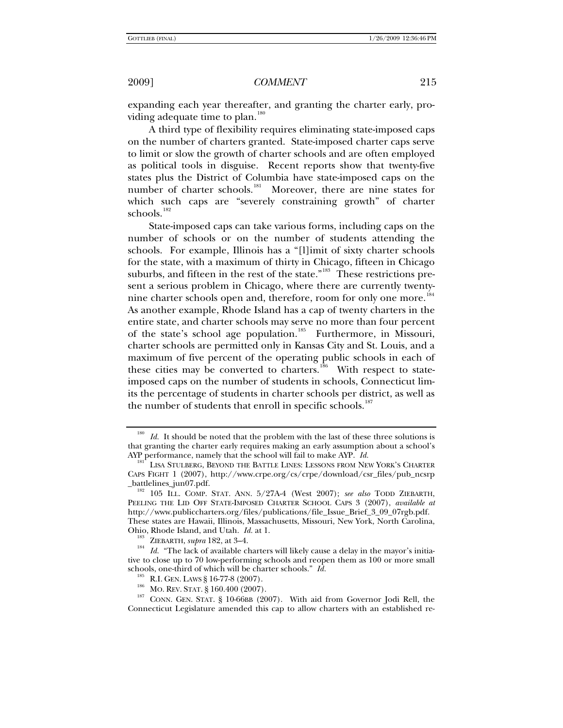expanding each year thereafter, and granting the charter early, providing adequate time to plan.[180]

A third type of flexibility requires eliminating state-imposed caps on the number of charters granted. State-imposed charter caps serve to limit or slow the growth of charter schools and are often employed as political tools in disguise. Recent reports show that twenty-five states plus the District of Columbia have state-imposed caps on the number of charter schools.[181] Moreover, there are nine states for which such caps are "severely constraining growth" of charter schools.[182]

State-imposed caps can take various forms, including caps on the number of schools or on the number of students attending the schools. For example, Illinois has a "[l]imit of sixty charter schools for the state, with a maximum of thirty in Chicago, fifteen in Chicago suburbs, and fifteen in the rest of the state."[183] These restrictions present a serious problem in Chicago, where there are currently twenty-nine charter schools open and, therefore, room for only one more.[184] As another example, Rhode Island has a cap of twenty charters in the entire state, and charter schools may serve no more than four percent of the state's school age population.[185] Furthermore, in Missouri, charter schools are permitted only in Kansas City and St. Louis, and a maximum of five percent of the operating public schools in each of these cities may be converted to charters.[186] With respect to state-imposed caps on the number of students in schools, Connecticut limits the percentage of students in charter schools per district, as well as the number of students that enroll in specific schools.[187]

---

[180] *Id.* It should be noted that the problem with the last of these three solutions is that granting the charter early requires making an early assumption about a school's AYP performance, namely that the school will fail to make AYP. *Id.*

[181] LISA STULBERG, BEYOND THE BATTLE LINES: LESSONS FROM NEW YORK'S CHARTER CAPS FIGHT 1 (2007), http://www.crpe.org/cs/crpe/download/csr_files/pub_ncsrp_battlelines_jun07.pdf.

[182] 105 ILL. COMP. STAT. ANN. 5/27A-4 (West 2007); *see also* TODD ZIEBARTH, PEELING THE LID OFF STATE-IMPOSED CHARTER SCHOOL CAPS 3 (2007), *available at* http://www.publiccharters.org/files/publications/file_Issue_Brief_3_09_07rgb.pdf. These states are Hawaii, Illinois, Massachusetts, Missouri, New York, North Carolina, Ohio, Rhode Island, and Utah. *Id.* at 1.

[183] ZIEBARTH, *supra* 182, at 3–4.

[184] *Id.* "The lack of available charters will likely cause a delay in the mayor's initiative to close up to 70 low-performing schools and reopen them as 100 or more small schools, one-third of which will be charter schools." *Id.*

[185] R.I. GEN. LAWS § 16-77-8 (2007).

[186] MO. REV. STAT. § 160.400 (2007).

[187] CONN. GEN. STAT. § 10-66BB (2007). With aid from Governor Jodi Rell, the Connecticut Legislature amended this cap to allow charters with an established re-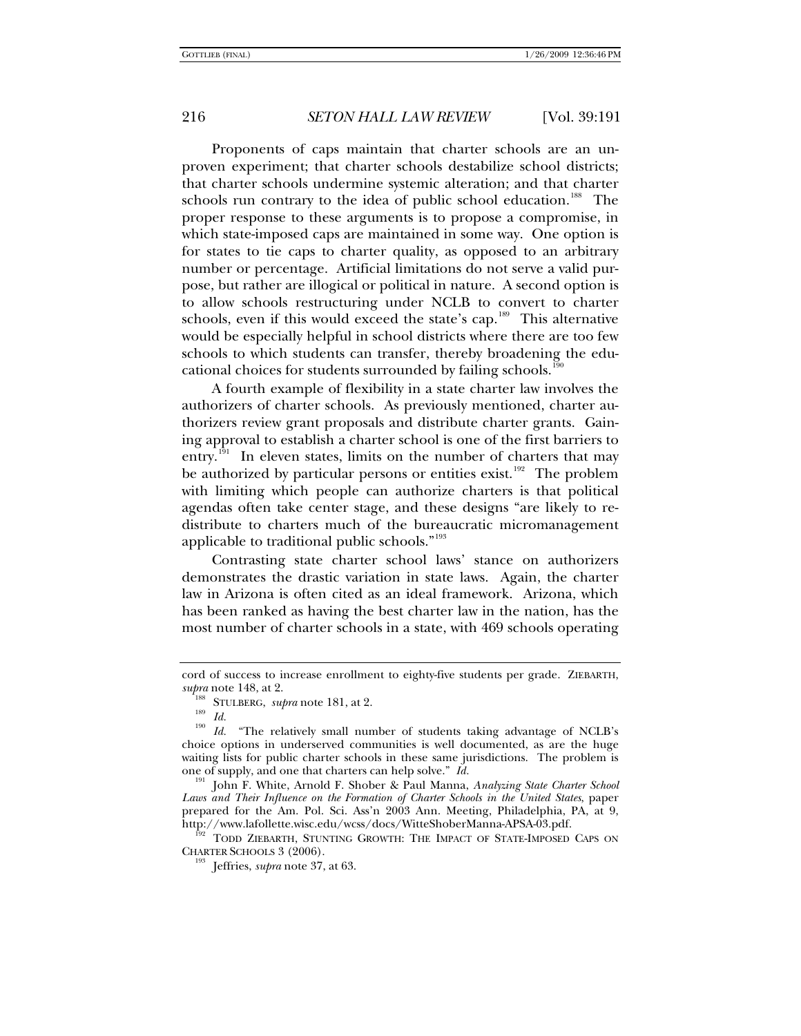Proponents of caps maintain that charter schools are an unproven experiment; that charter schools destabilize school districts; that charter schools undermine systemic alteration; and that charter schools run contrary to the idea of public school education.[188] The proper response to these arguments is to propose a compromise, in which state-imposed caps are maintained in some way. One option is for states to tie caps to charter quality, as opposed to an arbitrary number or percentage. Artificial limitations do not serve a valid purpose, but rather are illogical or political in nature. A second option is to allow schools restructuring under NCLB to convert to charter schools, even if this would exceed the state's cap.[189] This alternative would be especially helpful in school districts where there are too few schools to which students can transfer, thereby broadening the educational choices for students surrounded by failing schools.[190]

A fourth example of flexibility in a state charter law involves the authorizers of charter schools. As previously mentioned, charter authorizers review grant proposals and distribute charter grants. Gaining approval to establish a charter school is one of the first barriers to entry.[191] In eleven states, limits on the number of charters that may be authorized by particular persons or entities exist.[192] The problem with limiting which people can authorize charters is that political agendas often take center stage, and these designs "are likely to redistribute to charters much of the bureaucratic micromanagement applicable to traditional public schools."[193]

Contrasting state charter school laws' stance on authorizers demonstrates the drastic variation in state laws. Again, the charter law in Arizona is often cited as an ideal framework. Arizona, which has been ranked as having the best charter law in the nation, has the most number of charter schools in a state, with 469 schools operating

---

cord of success to increase enrollment to eighty-five students per grade. ZIEBARTH, *supra* note 148, at 2.

[188] STULBERG, *supra* note 181, at 2.

[189] *Id.*

[190] *Id.* "The relatively small number of students taking advantage of NCLB's choice options in underserved communities is well documented, as are the huge waiting lists for public charter schools in these same jurisdictions. The problem is one of supply, and one that charters can help solve." *Id.*

[191] John F. White, Arnold F. Shober & Paul Manna, *Analyzing State Charter School Laws and Their Influence on the Formation of Charter Schools in the United States*, paper prepared for the Am. Pol. Sci. Ass'n 2003 Ann. Meeting, Philadelphia, PA, at 9, http://www.lafollette.wisc.edu/wcss/docs/WitteShoberManna-APSA-03.pdf.

[192] TODD ZIEBARTH, STUNTING GROWTH: THE IMPACT OF STATE-IMPOSED CAPS ON CHARTER SCHOOLS 3 (2006).

[193] Jeffries, *supra* note 37, at 63.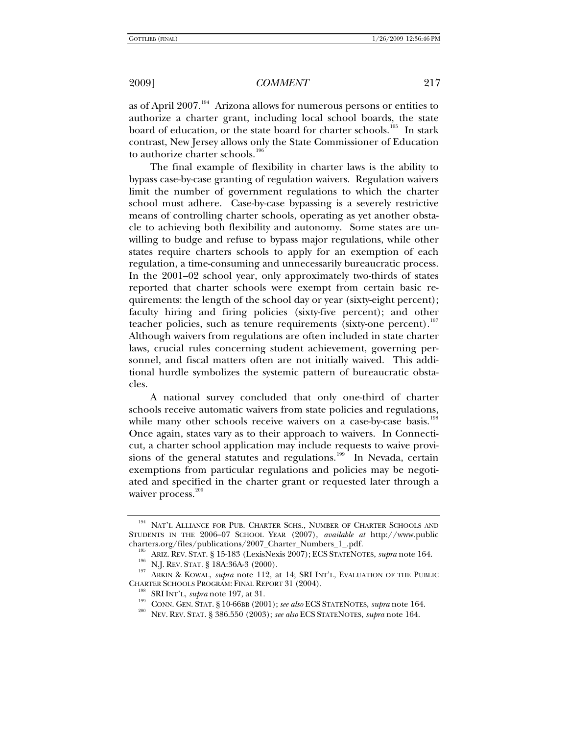as of April 2007.[194] Arizona allows for numerous persons or entities to authorize a charter grant, including local school boards, the state board of education, or the state board for charter schools.[195] In stark contrast, New Jersey allows only the State Commissioner of Education to authorize charter schools.[196]

The final example of flexibility in charter laws is the ability to bypass case-by-case granting of regulation waivers. Regulation waivers limit the number of government regulations to which the charter school must adhere. Case-by-case bypassing is a severely restrictive means of controlling charter schools, operating as yet another obstacle to achieving both flexibility and autonomy. Some states are unwilling to budge and refuse to bypass major regulations, while other states require charters schools to apply for an exemption of each regulation, a time-consuming and unnecessarily bureaucratic process. In the 2001–02 school year, only approximately two-thirds of states reported that charter schools were exempt from certain basic requirements: the length of the school day or year (sixty-eight percent); faculty hiring and firing policies (sixty-five percent); and other teacher policies, such as tenure requirements (sixty-one percent).[197] Although waivers from regulations are often included in state charter laws, crucial rules concerning student achievement, governing personnel, and fiscal matters often are not initially waived. This additional hurdle symbolizes the systemic pattern of bureaucratic obstacles.

A national survey concluded that only one-third of charter schools receive automatic waivers from state policies and regulations, while many other schools receive waivers on a case-by-case basis.[198] Once again, states vary as to their approach to waivers. In Connecticut, a charter school application may include requests to waive provisions of the general statutes and regulations.[199] In Nevada, certain exemptions from particular regulations and policies may be negotiated and specified in the charter grant or requested later through a waiver process.[200]

---

[194] NAT'L ALLIANCE FOR PUB. CHARTER SCHS., NUMBER OF CHARTER SCHOOLS AND STUDENTS IN THE 2006–07 SCHOOL YEAR (2007), *available at* http://www.publiccharters.org/files/publications/2007_Charter_Numbers_1_.pdf.

[195] ARIZ. REV. STAT. § 15-183 (LexisNexis 2007); ECS STATENOTES, *supra* note 164.

[196] N.J. REV. STAT. § 18A:36A-3 (2000).

[197] ARKIN & KOWAL, *supra* note 112, at 14; SRI INT'L, EVALUATION OF THE PUBLIC CHARTER SCHOOLS PROGRAM: FINAL REPORT 31 (2004).

[198] SRI INT'L, *supra* note 197, at 31.

[199] CONN. GEN. STAT. § 10-66BB (2001); *see also* ECS STATENOTES, *supra* note 164.

[200] NEV. REV. STAT. § 386.550 (2003); *see also* ECS STATENOTES, *supra* note 164.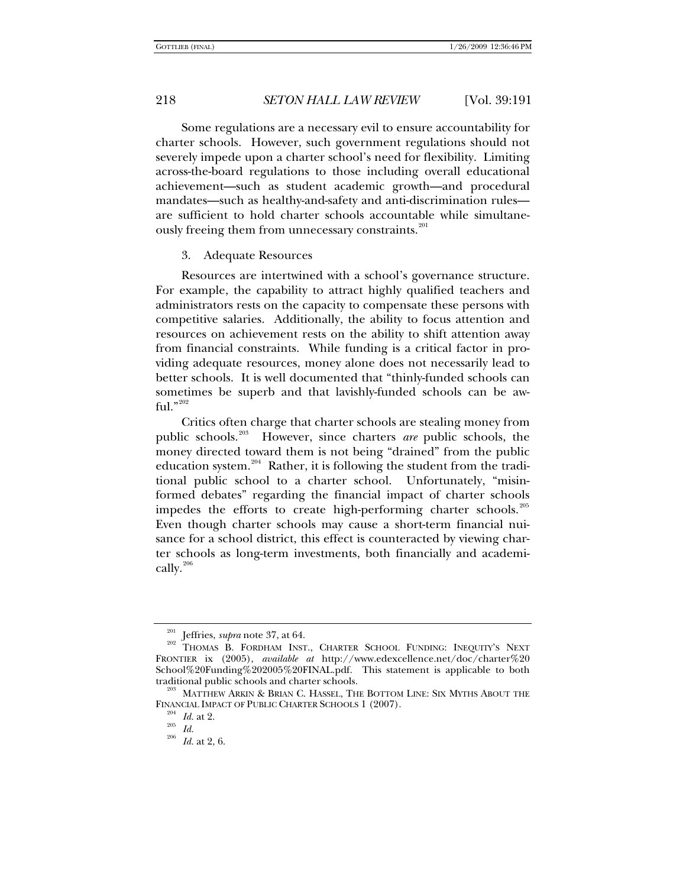Some regulations are a necessary evil to ensure accountability for charter schools. However, such government regulations should not severely impede upon a charter school's need for flexibility. Limiting across-the-board regulations to those including overall educational achievement—such as student academic growth—and procedural mandates—such as healthy-and-safety and anti-discrimination rules—are sufficient to hold charter schools accountable while simultaneously freeing them from unnecessary constraints.[201]

### 3. Adequate Resources

Resources are intertwined with a school's governance structure. For example, the capability to attract highly qualified teachers and administrators rests on the capacity to compensate these persons with competitive salaries. Additionally, the ability to focus attention and resources on achievement rests on the ability to shift attention away from financial constraints. While funding is a critical factor in providing adequate resources, money alone does not necessarily lead to better schools. It is well documented that "thinly-funded schools can sometimes be superb and that lavishly-funded schools can be awful."[202]

Critics often charge that charter schools are stealing money from public schools.[203] However, since charters *are* public schools, the money directed toward them is not being "drained" from the public education system.[204] Rather, it is following the student from the traditional public school to a charter school. Unfortunately, "misinformed debates" regarding the financial impact of charter schools impedes the efforts to create high-performing charter schools.[205] Even though charter schools may cause a short-term financial nuisance for a school district, this effect is counteracted by viewing charter schools as long-term investments, both financially and academically.[206]

---

[201] Jeffries, *supra* note 37, at 64.

[202] THOMAS B. FORDHAM INST., CHARTER SCHOOL FUNDING: INEQUITY'S NEXT FRONTIER ix (2005), *available at* http://www.edexcellence.net/doc/charter%20School%20Funding%202005%20FINAL.pdf. This statement is applicable to both traditional public schools and charter schools.

[203] MATTHEW ARKIN & BRIAN C. HASSEL, THE BOTTOM LINE: SIX MYTHS ABOUT THE FINANCIAL IMPACT OF PUBLIC CHARTER SCHOOLS 1 (2007).

[204] *Id.* at 2.

[205] *Id.*

[206] *Id.* at 2, 6.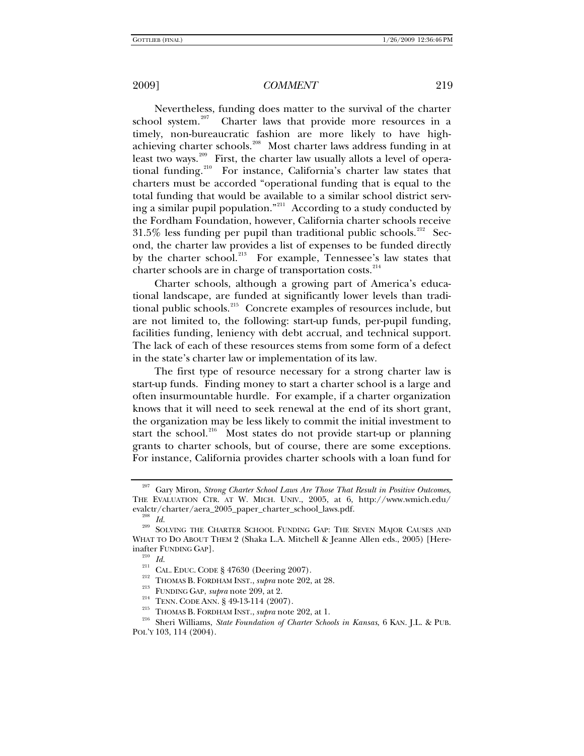Nevertheless, funding does matter to the survival of the charter school system.[207] Charter laws that provide more resources in a timely, non-bureaucratic fashion are more likely to have high-achieving charter schools.[208] Most charter laws address funding in at least two ways.[209] First, the charter law usually allots a level of operational funding.[210] For instance, California's charter law states that charters must be accorded "operational funding that is equal to the total funding that would be available to a similar school district serving a similar pupil population."[211] According to a study conducted by the Fordham Foundation, however, California charter schools receive 31.5% less funding per pupil than traditional public schools.[212] Second, the charter law provides a list of expenses to be funded directly by the charter school.[213] For example, Tennessee's law states that charter schools are in charge of transportation costs.[214]

Charter schools, although a growing part of America's educational landscape, are funded at significantly lower levels than traditional public schools.[215] Concrete examples of resources include, but are not limited to, the following: start-up funds, per-pupil funding, facilities funding, leniency with debt accrual, and technical support. The lack of each of these resources stems from some form of a defect in the state's charter law or implementation of its law.

The first type of resource necessary for a strong charter law is start-up funds. Finding money to start a charter school is a large and often insurmountable hurdle. For example, if a charter organization knows that it will need to seek renewal at the end of its short grant, the organization may be less likely to commit the initial investment to start the school.[216] Most states do not provide start-up or planning grants to charter schools, but of course, there are some exceptions. For instance, California provides charter schools with a loan fund for

---

[207] Gary Miron, *Strong Charter School Laws Are Those That Result in Positive Outcomes*, THE EVALUATION CTR. AT W. MICH. UNIV., 2005, at 6, http://www.wmich.edu/evalctr/charter/aera_2005_paper_charter_school_laws.pdf.

[208] *Id.*

[209] SOLVING THE CHARTER SCHOOL FUNDING GAP: THE SEVEN MAJOR CAUSES AND WHAT TO DO ABOUT THEM 2 (Shaka L.A. Mitchell & Jeanne Allen eds., 2005) [Hereinafter FUNDING GAP].

[210] *Id.*

[211] CAL. EDUC. CODE § 47630 (Deering 2007).

[212] THOMAS B. FORDHAM INST., *supra* note 202, at 28.

[213] FUNDING GAP, *supra* note 209, at 2.

[214] TENN. CODE ANN. § 49-13-114 (2007).

[215] THOMAS B. FORDHAM INST., *supra* note 202, at 1.

[216] Sheri Williams, *State Foundation of Charter Schools in Kansas*, 6 KAN. J.L. & PUB. POL'Y 103, 114 (2004).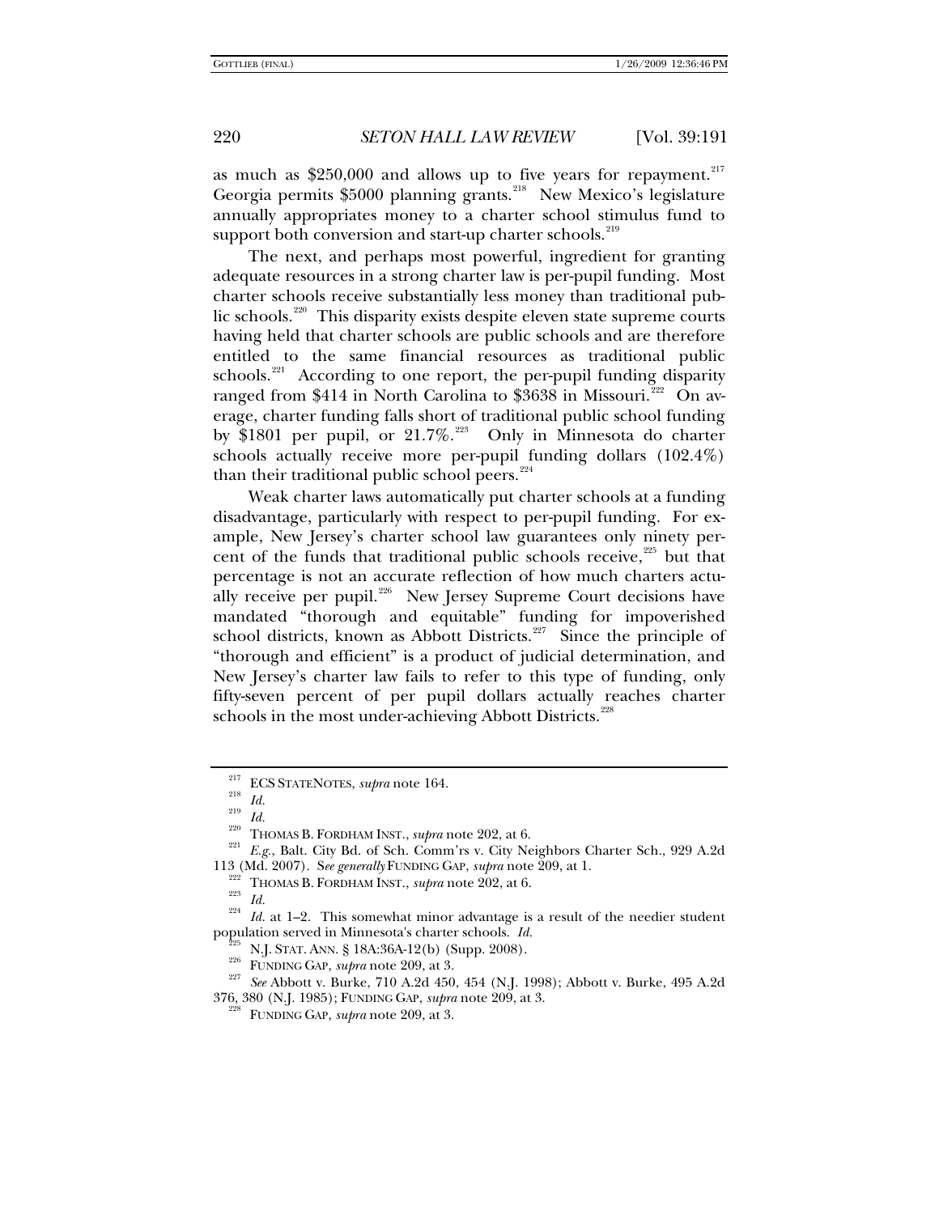as much as $250,000 and allows up to five years for repayment.[217] Georgia permits $5000 planning grants.[218] New Mexico's legislature annually appropriates money to a charter school stimulus fund to support both conversion and start-up charter schools.[219]

The next, and perhaps most powerful, ingredient for granting adequate resources in a strong charter law is per-pupil funding. Most charter schools receive substantially less money than traditional public schools.[220] This disparity exists despite eleven state supreme courts having held that charter schools are public schools and are therefore entitled to the same financial resources as traditional public schools.[221] According to one report, the per-pupil funding disparity ranged from $414 in North Carolina to $3638 in Missouri.[222] On average, charter funding falls short of traditional public school funding by $1801 per pupil, or 21.7%.[223] Only in Minnesota do charter schools actually receive more per-pupil funding dollars (102.4%) than their traditional public school peers.[224]

Weak charter laws automatically put charter schools at a funding disadvantage, particularly with respect to per-pupil funding. For example, New Jersey's charter school law guarantees only ninety percent of the funds that traditional public schools receive,[225] but that percentage is not an accurate reflection of how much charters actually receive per pupil.[226] New Jersey Supreme Court decisions have mandated "thorough and equitable" funding for impoverished school districts, known as Abbott Districts.[227] Since the principle of "thorough and efficient" is a product of judicial determination, and New Jersey's charter law fails to refer to this type of funding, only fifty-seven percent of per pupil dollars actually reaches charter schools in the most under-achieving Abbott Districts.[228]

---

[217] ECS STATENOTES, *supra* note 164.

[218] *Id.*

[219] *Id.*

[220] THOMAS B. FORDHAM INST., *supra* note 202, at 6.

[221] *E.g.*, Balt. City Bd. of Sch. Comm'rs v. City Neighbors Charter Sch., 929 A.2d 113 (Md. 2007). S*ee generally* FUNDING GAP, *supra* note 209, at 1.

[222] THOMAS B. FORDHAM INST., *supra* note 202, at 6.

[223] *Id.*

[224] *Id.* at 1–2. This somewhat minor advantage is a result of the needier student population served in Minnesota's charter schools. *Id.*

[225] N.J. STAT. ANN. § 18A:36A-12(b) (Supp. 2008).

[226] FUNDING GAP, *supra* note 209, at 3.

[227] *See* Abbott v. Burke, 710 A.2d 450, 454 (N.J. 1998); Abbott v. Burke, 495 A.2d 376, 380 (N.J. 1985); FUNDING GAP, *supra* note 209, at 3.

[228] FUNDING GAP, *supra* note 209, at 3.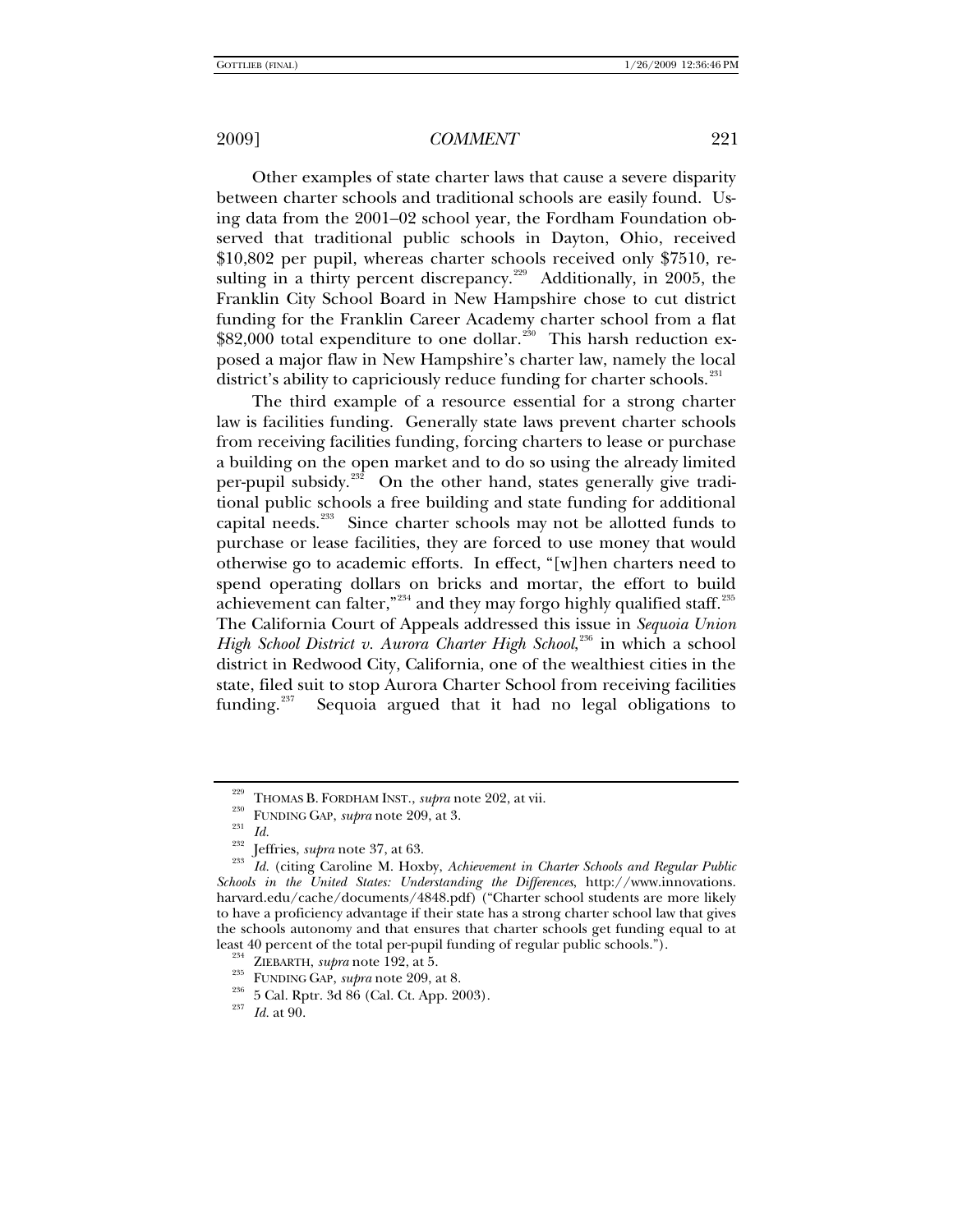Other examples of state charter laws that cause a severe disparity between charter schools and traditional schools are easily found. Using data from the 2001–02 school year, the Fordham Foundation observed that traditional public schools in Dayton, Ohio, received $10,802 per pupil, whereas charter schools received only $7510, resulting in a thirty percent discrepancy.[229] Additionally, in 2005, the Franklin City School Board in New Hampshire chose to cut district funding for the Franklin Career Academy charter school from a flat $82,000 total expenditure to one dollar.[230] This harsh reduction exposed a major flaw in New Hampshire's charter law, namely the local district's ability to capriciously reduce funding for charter schools.[231]

The third example of a resource essential for a strong charter law is facilities funding. Generally state laws prevent charter schools from receiving facilities funding, forcing charters to lease or purchase a building on the open market and to do so using the already limited per-pupil subsidy.[232] On the other hand, states generally give traditional public schools a free building and state funding for additional capital needs.[233] Since charter schools may not be allotted funds to purchase or lease facilities, they are forced to use money that would otherwise go to academic efforts. In effect, "[w]hen charters need to spend operating dollars on bricks and mortar, the effort to build achievement can falter,"[234] and they may forgo highly qualified staff.[235] The California Court of Appeals addressed this issue in *Sequoia Union High School District v. Aurora Charter High School*,[236] in which a school district in Redwood City, California, one of the wealthiest cities in the state, filed suit to stop Aurora Charter School from receiving facilities funding.[237] Sequoia argued that it had no legal obligations to

---

[229] THOMAS B. FORDHAM INST., *supra* note 202, at vii.

[230] FUNDING GAP, *supra* note 209, at 3.

[231] *Id.*

[232] Jeffries, *supra* note 37, at 63.

[233] *Id.* (citing Caroline M. Hoxby, *Achievement in Charter Schools and Regular Public Schools in the United States: Understanding the Differences*, http://www.innovations.harvard.edu/cache/documents/4848.pdf) ("Charter school students are more likely to have a proficiency advantage if their state has a strong charter school law that gives the schools autonomy and that ensures that charter schools get funding equal to at least 40 percent of the total per-pupil funding of regular public schools.").

[234] ZIEBARTH, *supra* note 192, at 5.

[235] FUNDING GAP, *supra* note 209, at 8.

[236] 5 Cal. Rptr. 3d 86 (Cal. Ct. App. 2003).

[237] *Id.* at 90.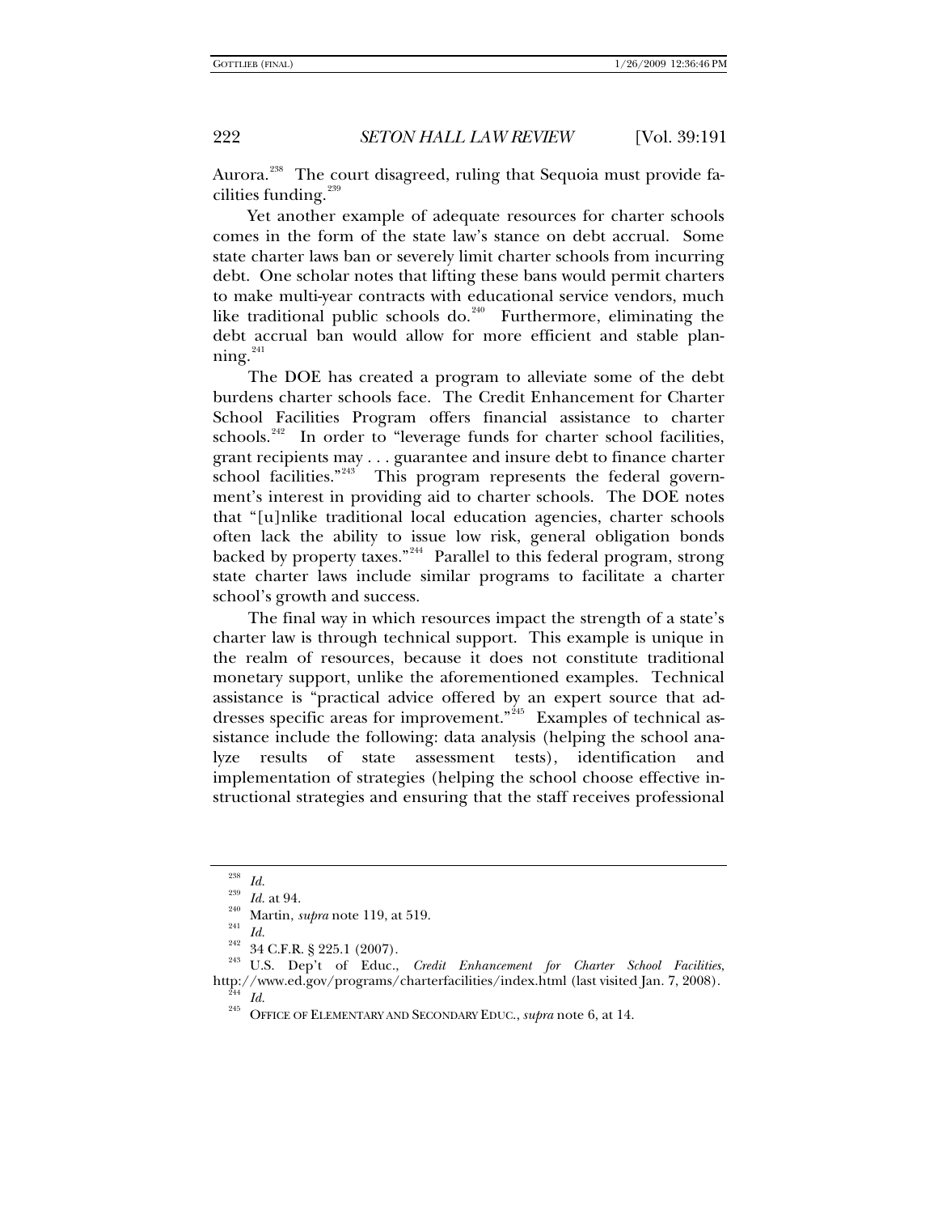Aurora.[238] The court disagreed, ruling that Sequoia must provide facilities funding.[239]

Yet another example of adequate resources for charter schools comes in the form of the state law's stance on debt accrual. Some state charter laws ban or severely limit charter schools from incurring debt. One scholar notes that lifting these bans would permit charters to make multi-year contracts with educational service vendors, much like traditional public schools do.[240] Furthermore, eliminating the debt accrual ban would allow for more efficient and stable planning.[241]

The DOE has created a program to alleviate some of the debt burdens charter schools face. The Credit Enhancement for Charter School Facilities Program offers financial assistance to charter schools.[242] In order to "leverage funds for charter school facilities, grant recipients may . . . guarantee and insure debt to finance charter school facilities."[243] This program represents the federal government's interest in providing aid to charter schools. The DOE notes that "[u]nlike traditional local education agencies, charter schools often lack the ability to issue low risk, general obligation bonds backed by property taxes."[244] Parallel to this federal program, strong state charter laws include similar programs to facilitate a charter school's growth and success.

The final way in which resources impact the strength of a state's charter law is through technical support. This example is unique in the realm of resources, because it does not constitute traditional monetary support, unlike the aforementioned examples. Technical assistance is "practical advice offered by an expert source that addresses specific areas for improvement."[245] Examples of technical assistance include the following: data analysis (helping the school analyze results of state assessment tests), identification and implementation of strategies (helping the school choose effective instructional strategies and ensuring that the staff receives professional

---

[238] *Id.*

[239] *Id.* at 94.

[240] Martin, *supra* note 119, at 519.

[241] *Id.*

[242] 34 C.F.R. § 225.1 (2007).

[243] U.S. Dep't of Educ., *Credit Enhancement for Charter School Facilities*, http://www.ed.gov/programs/charterfacilities/index.html (last visited Jan. 7, 2008).

[244] *Id.*

[245] OFFICE OF ELEMENTARY AND SECONDARY EDUC., *supra* note 6, at 14.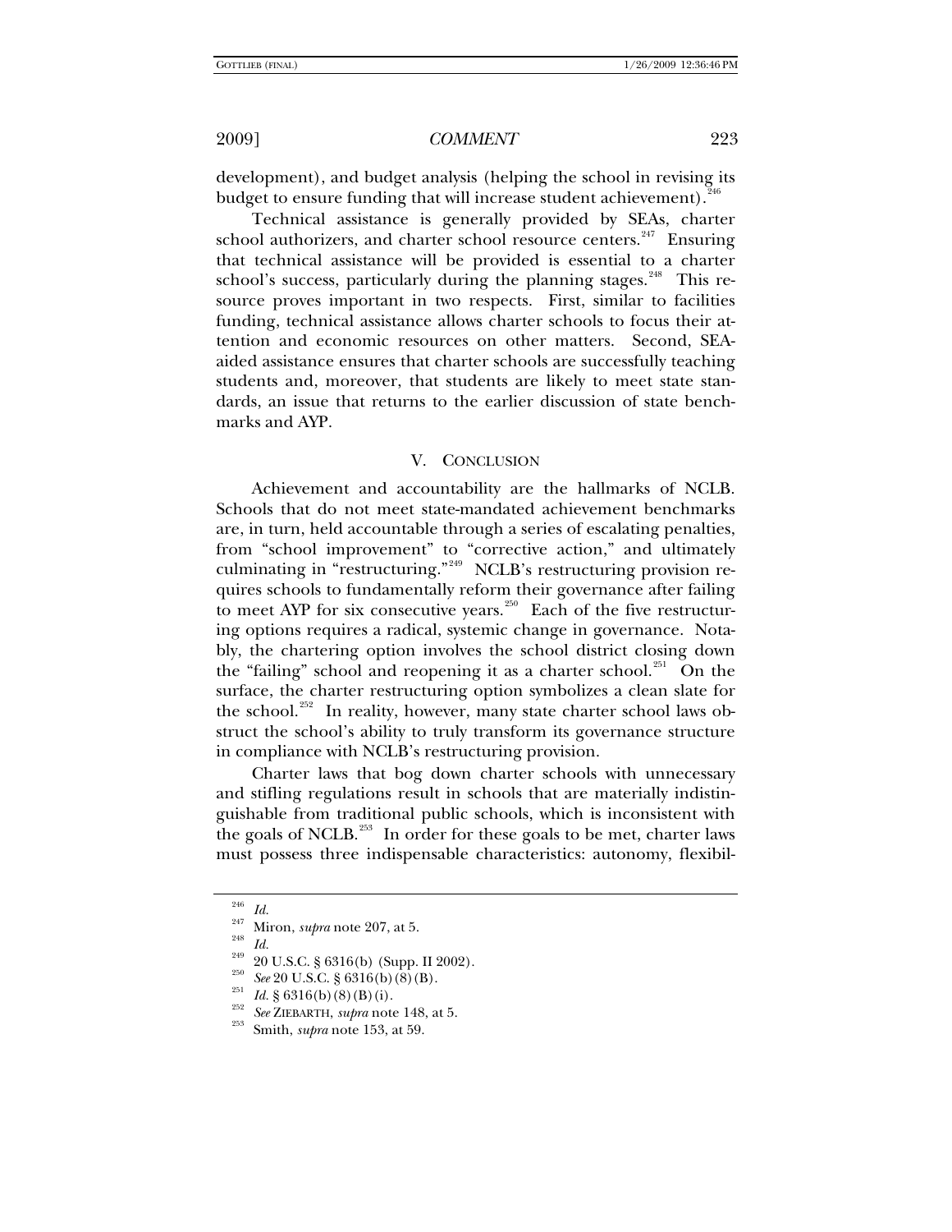development), and budget analysis (helping the school in revising its budget to ensure funding that will increase student achievement).[246]

Technical assistance is generally provided by SEAs, charter school authorizers, and charter school resource centers.[247] Ensuring that technical assistance will be provided is essential to a charter school's success, particularly during the planning stages.[248] This resource proves important in two respects. First, similar to facilities funding, technical assistance allows charter schools to focus their attention and economic resources on other matters. Second, SEA-aided assistance ensures that charter schools are successfully teaching students and, moreover, that students are likely to meet state standards, an issue that returns to the earlier discussion of state benchmarks and AYP.

## V. CONCLUSION

Achievement and accountability are the hallmarks of NCLB. Schools that do not meet state-mandated achievement benchmarks are, in turn, held accountable through a series of escalating penalties, from "school improvement" to "corrective action," and ultimately culminating in "restructuring."[249] NCLB's restructuring provision requires schools to fundamentally reform their governance after failing to meet AYP for six consecutive years.[250] Each of the five restructuring options requires a radical, systemic change in governance. Notably, the chartering option involves the school district closing down the "failing" school and reopening it as a charter school.[251] On the surface, the charter restructuring option symbolizes a clean slate for the school.[252] In reality, however, many state charter school laws obstruct the school's ability to truly transform its governance structure in compliance with NCLB's restructuring provision.

Charter laws that bog down charter schools with unnecessary and stifling regulations result in schools that are materially indistinguishable from traditional public schools, which is inconsistent with the goals of NCLB.[253] In order for these goals to be met, charter laws must possess three indispensable characteristics: autonomy, flexibil-

---

[246] *Id.*

[247] Miron, *supra* note 207, at 5.

[248] *Id.*

[249] 20 U.S.C. § 6316(b) (Supp. II 2002).

[250] *See* 20 U.S.C. § 6316(b)(8)(B).

[251] *Id.* § 6316(b)(8)(B)(i).

[252] *See* ZIEBARTH, *supra* note 148, at 5.

[253] Smith, *supra* note 153, at 59.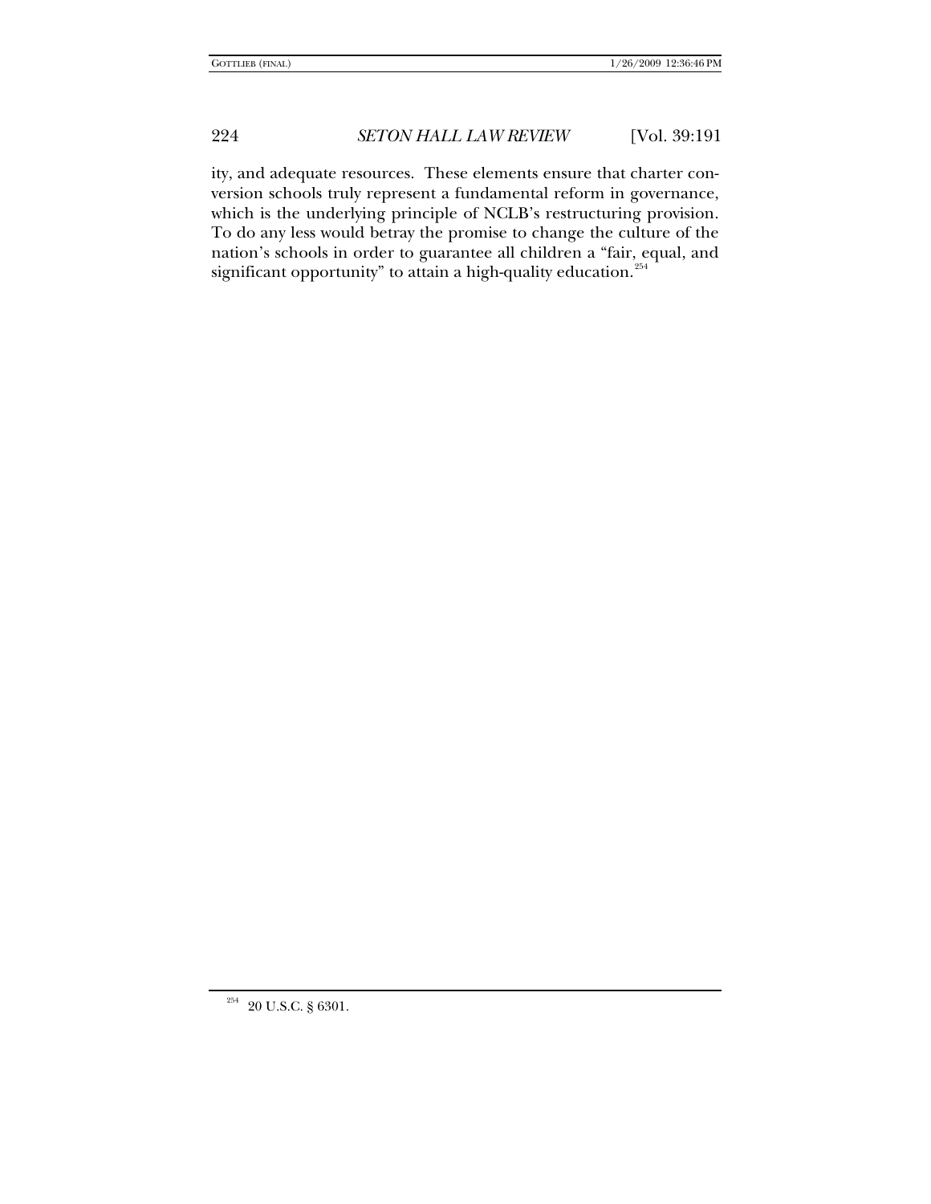ity, and adequate resources. These elements ensure that charter conversion schools truly represent a fundamental reform in governance, which is the underlying principle of NCLB's restructuring provision. To do any less would betray the promise to change the culture of the nation's schools in order to guarantee all children a "fair, equal, and significant opportunity" to attain a high-quality education.[254]

---

[254] 20 U.S.C. § 6301.